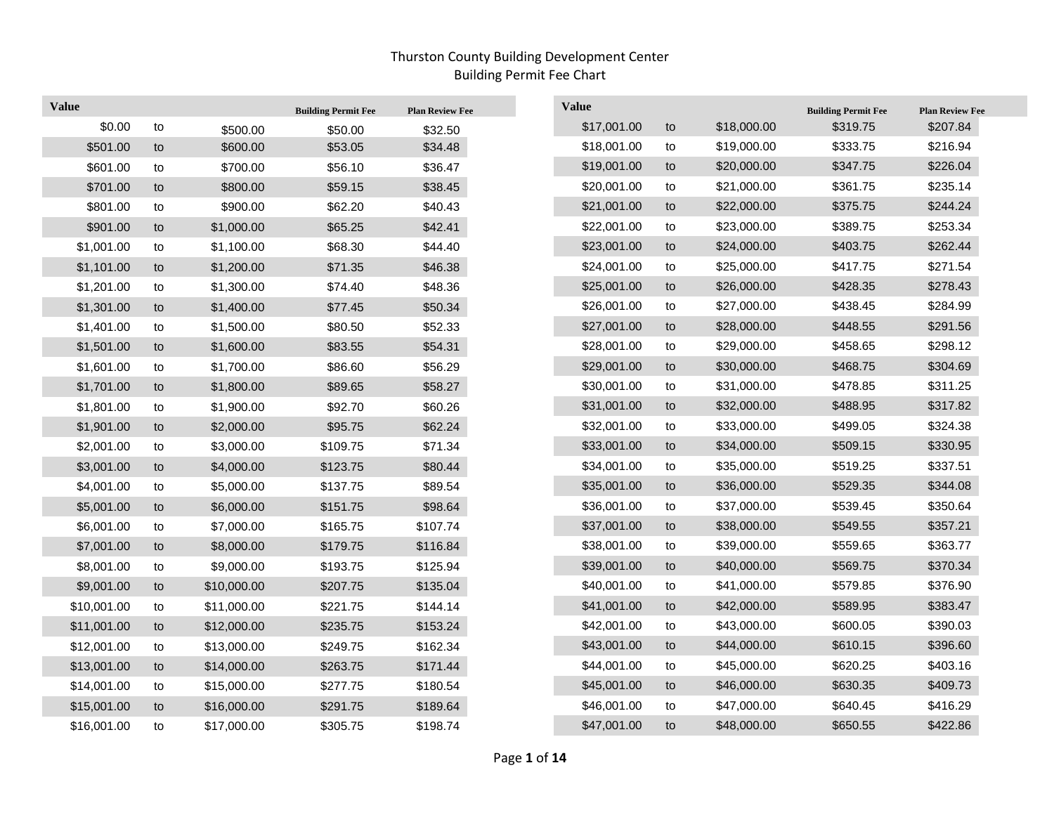# Thurston County Building Development Center
## Building Permit Fee Chart

| Value | | | Building Permit Fee | Plan Review Fee |
|---|---|---|---|---|
| $0.00 | to | $500.00 | $50.00 | $32.50 |
| $501.00 | to | $600.00 | $53.05 | $34.48 |
| $601.00 | to | $700.00 | $56.10 | $36.47 |
| $701.00 | to | $800.00 | $59.15 | $38.45 |
| $801.00 | to | $900.00 | $62.20 | $40.43 |
| $901.00 | to | $1,000.00 | $65.25 | $42.41 |
| $1,001.00 | to | $1,100.00 | $68.30 | $44.40 |
| $1,101.00 | to | $1,200.00 | $71.35 | $46.38 |
| $1,201.00 | to | $1,300.00 | $74.40 | $48.36 |
| $1,301.00 | to | $1,400.00 | $77.45 | $50.34 |
| $1,401.00 | to | $1,500.00 | $80.50 | $52.33 |
| $1,501.00 | to | $1,600.00 | $83.55 | $54.31 |
| $1,601.00 | to | $1,700.00 | $86.60 | $56.29 |
| $1,701.00 | to | $1,800.00 | $89.65 | $58.27 |
| $1,801.00 | to | $1,900.00 | $92.70 | $60.26 |
| $1,901.00 | to | $2,000.00 | $95.75 | $62.24 |
| $2,001.00 | to | $3,000.00 | $109.75 | $71.34 |
| $3,001.00 | to | $4,000.00 | $123.75 | $80.44 |
| $4,001.00 | to | $5,000.00 | $137.75 | $89.54 |
| $5,001.00 | to | $6,000.00 | $151.75 | $98.64 |
| $6,001.00 | to | $7,000.00 | $165.75 | $107.74 |
| $7,001.00 | to | $8,000.00 | $179.75 | $116.84 |
| $8,001.00 | to | $9,000.00 | $193.75 | $125.94 |
| $9,001.00 | to | $10,000.00 | $207.75 | $135.04 |
| $10,001.00 | to | $11,000.00 | $221.75 | $144.14 |
| $11,001.00 | to | $12,000.00 | $235.75 | $153.24 |
| $12,001.00 | to | $13,000.00 | $249.75 | $162.34 |
| $13,001.00 | to | $14,000.00 | $263.75 | $171.44 |
| $14,001.00 | to | $15,000.00 | $277.75 | $180.54 |
| $15,001.00 | to | $16,000.00 | $291.75 | $189.64 |
| $16,001.00 | to | $17,000.00 | $305.75 | $198.74 |
| $17,001.00 | to | $18,000.00 | $319.75 | $207.84 |
| $18,001.00 | to | $19,000.00 | $333.75 | $216.94 |
| $19,001.00 | to | $20,000.00 | $347.75 | $226.04 |
| $20,001.00 | to | $21,000.00 | $361.75 | $235.14 |
| $21,001.00 | to | $22,000.00 | $375.75 | $244.24 |
| $22,001.00 | to | $23,000.00 | $389.75 | $253.34 |
| $23,001.00 | to | $24,000.00 | $403.75 | $262.44 |
| $24,001.00 | to | $25,000.00 | $417.75 | $271.54 |
| $25,001.00 | to | $26,000.00 | $428.35 | $278.43 |
| $26,001.00 | to | $27,000.00 | $438.45 | $284.99 |
| $27,001.00 | to | $28,000.00 | $448.55 | $291.56 |
| $28,001.00 | to | $29,000.00 | $458.65 | $298.12 |
| $29,001.00 | to | $30,000.00 | $468.75 | $304.69 |
| $30,001.00 | to | $31,000.00 | $478.85 | $311.25 |
| $31,001.00 | to | $32,000.00 | $488.95 | $317.82 |
| $32,001.00 | to | $33,000.00 | $499.05 | $324.38 |
| $33,001.00 | to | $34,000.00 | $509.15 | $330.95 |
| $34,001.00 | to | $35,000.00 | $519.25 | $337.51 |
| $35,001.00 | to | $36,000.00 | $529.35 | $344.08 |
| $36,001.00 | to | $37,000.00 | $539.45 | $350.64 |
| $37,001.00 | to | $38,000.00 | $549.55 | $357.21 |
| $38,001.00 | to | $39,000.00 | $559.65 | $363.77 |
| $39,001.00 | to | $40,000.00 | $569.75 | $370.34 |
| $40,001.00 | to | $41,000.00 | $579.85 | $376.90 |
| $41,001.00 | to | $42,000.00 | $589.95 | $383.47 |
| $42,001.00 | to | $43,000.00 | $600.05 | $390.03 |
| $43,001.00 | to | $44,000.00 | $610.15 | $396.60 |
| $44,001.00 | to | $45,000.00 | $620.25 | $403.16 |
| $45,001.00 | to | $46,000.00 | $630.35 | $409.73 |
| $46,001.00 | to | $47,000.00 | $640.45 | $416.29 |
| $47,001.00 | to | $48,000.00 | $650.55 | $422.86 |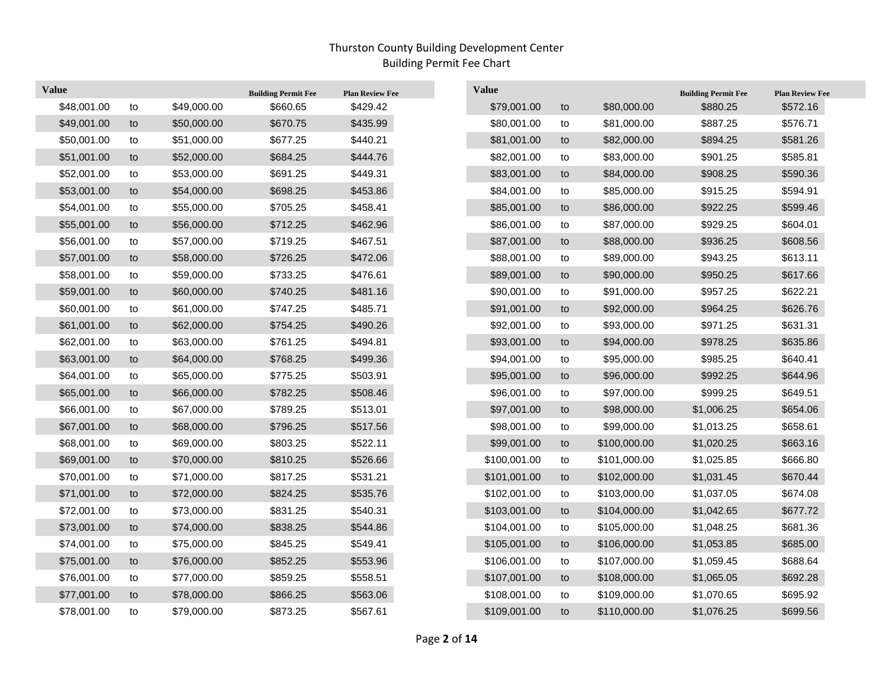Thurston County Building Development Center
Building Permit Fee Chart

| Value | | | Building Permit Fee | Plan Review Fee |
|---|---|---|---|---|
| $48,001.00 | to | $49,000.00 | $660.65 | $429.42 |
| $49,001.00 | to | $50,000.00 | $670.75 | $435.99 |
| $50,001.00 | to | $51,000.00 | $677.25 | $440.21 |
| $51,001.00 | to | $52,000.00 | $684.25 | $444.76 |
| $52,001.00 | to | $53,000.00 | $691.25 | $449.31 |
| $53,001.00 | to | $54,000.00 | $698.25 | $453.86 |
| $54,001.00 | to | $55,000.00 | $705.25 | $458.41 |
| $55,001.00 | to | $56,000.00 | $712.25 | $462.96 |
| $56,001.00 | to | $57,000.00 | $719.25 | $467.51 |
| $57,001.00 | to | $58,000.00 | $726.25 | $472.06 |
| $58,001.00 | to | $59,000.00 | $733.25 | $476.61 |
| $59,001.00 | to | $60,000.00 | $740.25 | $481.16 |
| $60,001.00 | to | $61,000.00 | $747.25 | $485.71 |
| $61,001.00 | to | $62,000.00 | $754.25 | $490.26 |
| $62,001.00 | to | $63,000.00 | $761.25 | $494.81 |
| $63,001.00 | to | $64,000.00 | $768.25 | $499.36 |
| $64,001.00 | to | $65,000.00 | $775.25 | $503.91 |
| $65,001.00 | to | $66,000.00 | $782.25 | $508.46 |
| $66,001.00 | to | $67,000.00 | $789.25 | $513.01 |
| $67,001.00 | to | $68,000.00 | $796.25 | $517.56 |
| $68,001.00 | to | $69,000.00 | $803.25 | $522.11 |
| $69,001.00 | to | $70,000.00 | $810.25 | $526.66 |
| $70,001.00 | to | $71,000.00 | $817.25 | $531.21 |
| $71,001.00 | to | $72,000.00 | $824.25 | $535.76 |
| $72,001.00 | to | $73,000.00 | $831.25 | $540.31 |
| $73,001.00 | to | $74,000.00 | $838.25 | $544.86 |
| $74,001.00 | to | $75,000.00 | $845.25 | $549.41 |
| $75,001.00 | to | $76,000.00 | $852.25 | $553.96 |
| $76,001.00 | to | $77,000.00 | $859.25 | $558.51 |
| $77,001.00 | to | $78,000.00 | $866.25 | $563.06 |
| $78,001.00 | to | $79,000.00 | $873.25 | $567.61 |
| $79,001.00 | to | $80,000.00 | $880.25 | $572.16 |
| $80,001.00 | to | $81,000.00 | $887.25 | $576.71 |
| $81,001.00 | to | $82,000.00 | $894.25 | $581.26 |
| $82,001.00 | to | $83,000.00 | $901.25 | $585.81 |
| $83,001.00 | to | $84,000.00 | $908.25 | $590.36 |
| $84,001.00 | to | $85,000.00 | $915.25 | $594.91 |
| $85,001.00 | to | $86,000.00 | $922.25 | $599.46 |
| $86,001.00 | to | $87,000.00 | $929.25 | $604.01 |
| $87,001.00 | to | $88,000.00 | $936.25 | $608.56 |
| $88,001.00 | to | $89,000.00 | $943.25 | $613.11 |
| $89,001.00 | to | $90,000.00 | $950.25 | $617.66 |
| $90,001.00 | to | $91,000.00 | $957.25 | $622.21 |
| $91,001.00 | to | $92,000.00 | $964.25 | $626.76 |
| $92,001.00 | to | $93,000.00 | $971.25 | $631.31 |
| $93,001.00 | to | $94,000.00 | $978.25 | $635.86 |
| $94,001.00 | to | $95,000.00 | $985.25 | $640.41 |
| $95,001.00 | to | $96,000.00 | $992.25 | $644.96 |
| $96,001.00 | to | $97,000.00 | $999.25 | $649.51 |
| $97,001.00 | to | $98,000.00 | $1,006.25 | $654.06 |
| $98,001.00 | to | $99,000.00 | $1,013.25 | $658.61 |
| $99,001.00 | to | $100,000.00 | $1,020.25 | $663.16 |
| $100,001.00 | to | $101,000.00 | $1,025.85 | $666.80 |
| $101,001.00 | to | $102,000.00 | $1,031.45 | $670.44 |
| $102,001.00 | to | $103,000.00 | $1,037.05 | $674.08 |
| $103,001.00 | to | $104,000.00 | $1,042.65 | $677.72 |
| $104,001.00 | to | $105,000.00 | $1,048.25 | $681.36 |
| $105,001.00 | to | $106,000.00 | $1,053.85 | $685.00 |
| $106,001.00 | to | $107,000.00 | $1,059.45 | $688.64 |
| $107,001.00 | to | $108,000.00 | $1,065.05 | $692.28 |
| $108,001.00 | to | $109,000.00 | $1,070.65 | $695.92 |
| $109,001.00 | to | $110,000.00 | $1,076.25 | $699.56 |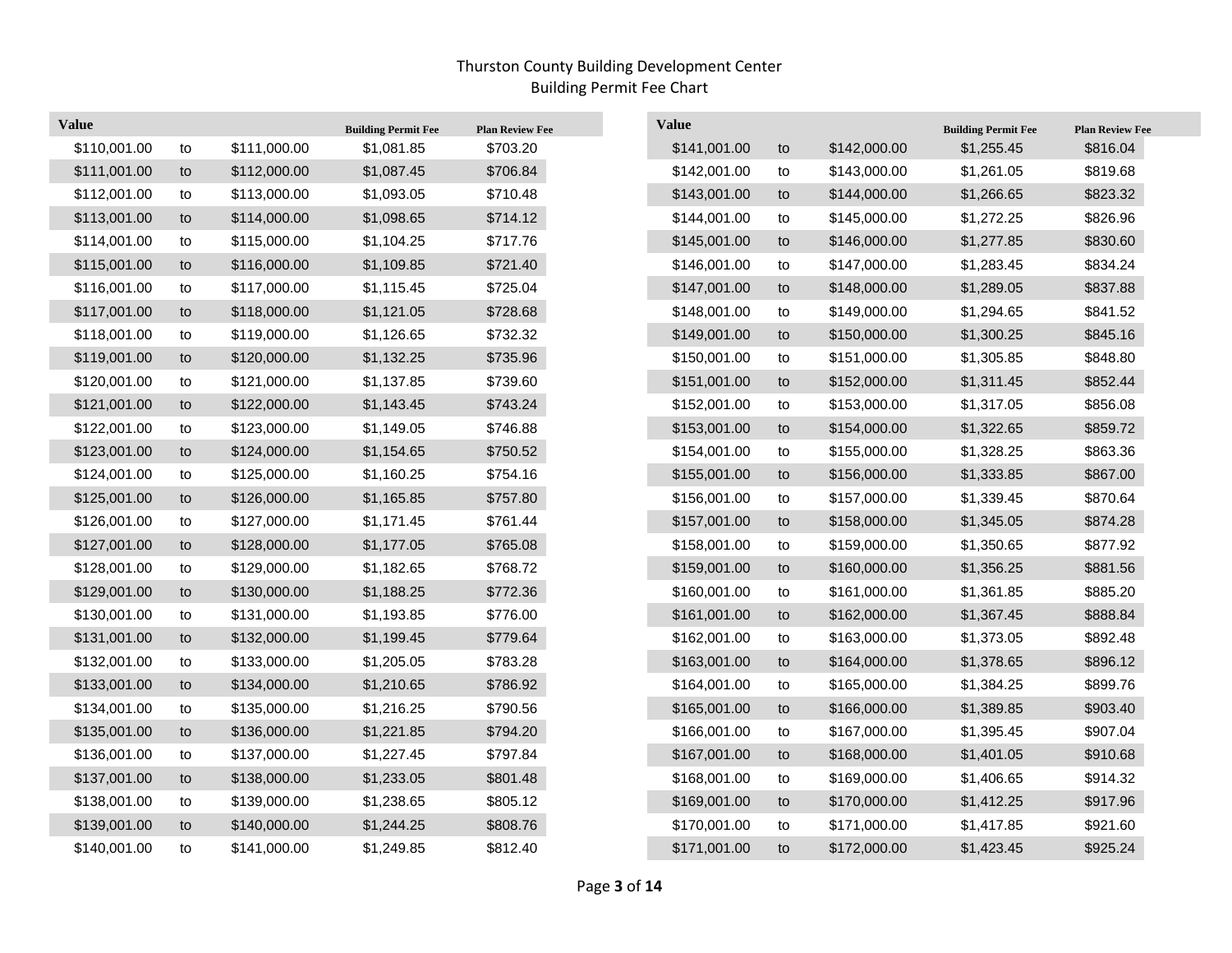# Thurston County Building Development Center
## Building Permit Fee Chart

| Value | | | Building Permit Fee | Plan Review Fee |
|---|---|---|---|---|
| $110,001.00 | to | $111,000.00 | $1,081.85 | $703.20 |
| $111,001.00 | to | $112,000.00 | $1,087.45 | $706.84 |
| $112,001.00 | to | $113,000.00 | $1,093.05 | $710.48 |
| $113,001.00 | to | $114,000.00 | $1,098.65 | $714.12 |
| $114,001.00 | to | $115,000.00 | $1,104.25 | $717.76 |
| $115,001.00 | to | $116,000.00 | $1,109.85 | $721.40 |
| $116,001.00 | to | $117,000.00 | $1,115.45 | $725.04 |
| $117,001.00 | to | $118,000.00 | $1,121.05 | $728.68 |
| $118,001.00 | to | $119,000.00 | $1,126.65 | $732.32 |
| $119,001.00 | to | $120,000.00 | $1,132.25 | $735.96 |
| $120,001.00 | to | $121,000.00 | $1,137.85 | $739.60 |
| $121,001.00 | to | $122,000.00 | $1,143.45 | $743.24 |
| $122,001.00 | to | $123,000.00 | $1,149.05 | $746.88 |
| $123,001.00 | to | $124,000.00 | $1,154.65 | $750.52 |
| $124,001.00 | to | $125,000.00 | $1,160.25 | $754.16 |
| $125,001.00 | to | $126,000.00 | $1,165.85 | $757.80 |
| $126,001.00 | to | $127,000.00 | $1,171.45 | $761.44 |
| $127,001.00 | to | $128,000.00 | $1,177.05 | $765.08 |
| $128,001.00 | to | $129,000.00 | $1,182.65 | $768.72 |
| $129,001.00 | to | $130,000.00 | $1,188.25 | $772.36 |
| $130,001.00 | to | $131,000.00 | $1,193.85 | $776.00 |
| $131,001.00 | to | $132,000.00 | $1,199.45 | $779.64 |
| $132,001.00 | to | $133,000.00 | $1,205.05 | $783.28 |
| $133,001.00 | to | $134,000.00 | $1,210.65 | $786.92 |
| $134,001.00 | to | $135,000.00 | $1,216.25 | $790.56 |
| $135,001.00 | to | $136,000.00 | $1,221.85 | $794.20 |
| $136,001.00 | to | $137,000.00 | $1,227.45 | $797.84 |
| $137,001.00 | to | $138,000.00 | $1,233.05 | $801.48 |
| $138,001.00 | to | $139,000.00 | $1,238.65 | $805.12 |
| $139,001.00 | to | $140,000.00 | $1,244.25 | $808.76 |
| $140,001.00 | to | $141,000.00 | $1,249.85 | $812.40 |
| $141,001.00 | to | $142,000.00 | $1,255.45 | $816.04 |
| $142,001.00 | to | $143,000.00 | $1,261.05 | $819.68 |
| $143,001.00 | to | $144,000.00 | $1,266.65 | $823.32 |
| $144,001.00 | to | $145,000.00 | $1,272.25 | $826.96 |
| $145,001.00 | to | $146,000.00 | $1,277.85 | $830.60 |
| $146,001.00 | to | $147,000.00 | $1,283.45 | $834.24 |
| $147,001.00 | to | $148,000.00 | $1,289.05 | $837.88 |
| $148,001.00 | to | $149,000.00 | $1,294.65 | $841.52 |
| $149,001.00 | to | $150,000.00 | $1,300.25 | $845.16 |
| $150,001.00 | to | $151,000.00 | $1,305.85 | $848.80 |
| $151,001.00 | to | $152,000.00 | $1,311.45 | $852.44 |
| $152,001.00 | to | $153,000.00 | $1,317.05 | $856.08 |
| $153,001.00 | to | $154,000.00 | $1,322.65 | $859.72 |
| $154,001.00 | to | $155,000.00 | $1,328.25 | $863.36 |
| $155,001.00 | to | $156,000.00 | $1,333.85 | $867.00 |
| $156,001.00 | to | $157,000.00 | $1,339.45 | $870.64 |
| $157,001.00 | to | $158,000.00 | $1,345.05 | $874.28 |
| $158,001.00 | to | $159,000.00 | $1,350.65 | $877.92 |
| $159,001.00 | to | $160,000.00 | $1,356.25 | $881.56 |
| $160,001.00 | to | $161,000.00 | $1,361.85 | $885.20 |
| $161,001.00 | to | $162,000.00 | $1,367.45 | $888.84 |
| $162,001.00 | to | $163,000.00 | $1,373.05 | $892.48 |
| $163,001.00 | to | $164,000.00 | $1,378.65 | $896.12 |
| $164,001.00 | to | $165,000.00 | $1,384.25 | $899.76 |
| $165,001.00 | to | $166,000.00 | $1,389.85 | $903.40 |
| $166,001.00 | to | $167,000.00 | $1,395.45 | $907.04 |
| $167,001.00 | to | $168,000.00 | $1,401.05 | $910.68 |
| $168,001.00 | to | $169,000.00 | $1,406.65 | $914.32 |
| $169,001.00 | to | $170,000.00 | $1,412.25 | $917.96 |
| $170,001.00 | to | $171,000.00 | $1,417.85 | $921.60 |
| $171,001.00 | to | $172,000.00 | $1,423.45 | $925.24 |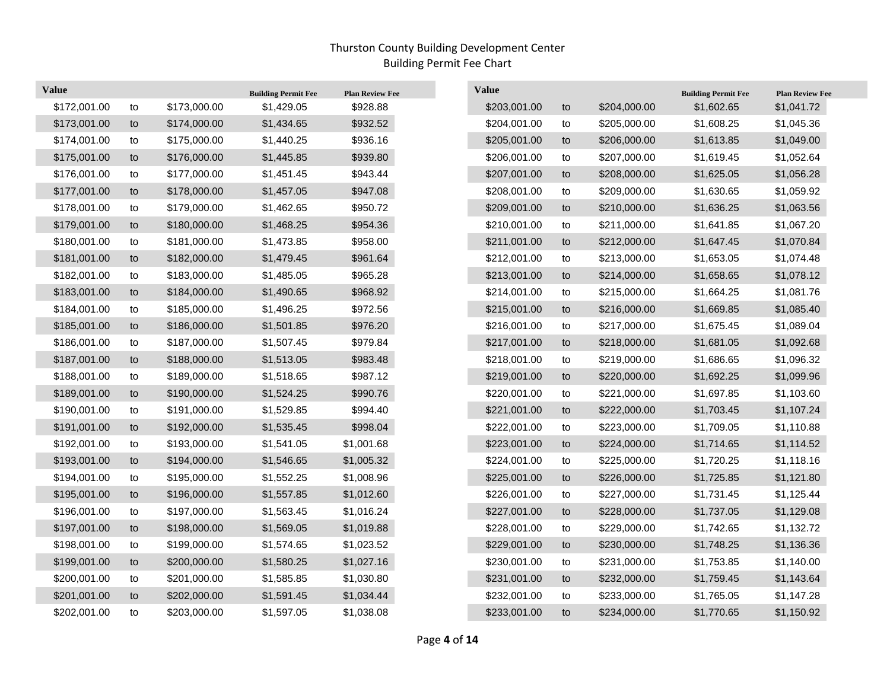# Thurston County Building Development Center
## Building Permit Fee Chart

| Value | | | Building Permit Fee | Plan Review Fee |
|---|---|---|---|---|
| $172,001.00 | to | $173,000.00 | $1,429.05 | $928.88 |
| $173,001.00 | to | $174,000.00 | $1,434.65 | $932.52 |
| $174,001.00 | to | $175,000.00 | $1,440.25 | $936.16 |
| $175,001.00 | to | $176,000.00 | $1,445.85 | $939.80 |
| $176,001.00 | to | $177,000.00 | $1,451.45 | $943.44 |
| $177,001.00 | to | $178,000.00 | $1,457.05 | $947.08 |
| $178,001.00 | to | $179,000.00 | $1,462.65 | $950.72 |
| $179,001.00 | to | $180,000.00 | $1,468.25 | $954.36 |
| $180,001.00 | to | $181,000.00 | $1,473.85 | $958.00 |
| $181,001.00 | to | $182,000.00 | $1,479.45 | $961.64 |
| $182,001.00 | to | $183,000.00 | $1,485.05 | $965.28 |
| $183,001.00 | to | $184,000.00 | $1,490.65 | $968.92 |
| $184,001.00 | to | $185,000.00 | $1,496.25 | $972.56 |
| $185,001.00 | to | $186,000.00 | $1,501.85 | $976.20 |
| $186,001.00 | to | $187,000.00 | $1,507.45 | $979.84 |
| $187,001.00 | to | $188,000.00 | $1,513.05 | $983.48 |
| $188,001.00 | to | $189,000.00 | $1,518.65 | $987.12 |
| $189,001.00 | to | $190,000.00 | $1,524.25 | $990.76 |
| $190,001.00 | to | $191,000.00 | $1,529.85 | $994.40 |
| $191,001.00 | to | $192,000.00 | $1,535.45 | $998.04 |
| $192,001.00 | to | $193,000.00 | $1,541.05 | $1,001.68 |
| $193,001.00 | to | $194,000.00 | $1,546.65 | $1,005.32 |
| $194,001.00 | to | $195,000.00 | $1,552.25 | $1,008.96 |
| $195,001.00 | to | $196,000.00 | $1,557.85 | $1,012.60 |
| $196,001.00 | to | $197,000.00 | $1,563.45 | $1,016.24 |
| $197,001.00 | to | $198,000.00 | $1,569.05 | $1,019.88 |
| $198,001.00 | to | $199,000.00 | $1,574.65 | $1,023.52 |
| $199,001.00 | to | $200,000.00 | $1,580.25 | $1,027.16 |
| $200,001.00 | to | $201,000.00 | $1,585.85 | $1,030.80 |
| $201,001.00 | to | $202,000.00 | $1,591.45 | $1,034.44 |
| $202,001.00 | to | $203,000.00 | $1,597.05 | $1,038.08 |
| $203,001.00 | to | $204,000.00 | $1,602.65 | $1,041.72 |
| $204,001.00 | to | $205,000.00 | $1,608.25 | $1,045.36 |
| $205,001.00 | to | $206,000.00 | $1,613.85 | $1,049.00 |
| $206,001.00 | to | $207,000.00 | $1,619.45 | $1,052.64 |
| $207,001.00 | to | $208,000.00 | $1,625.05 | $1,056.28 |
| $208,001.00 | to | $209,000.00 | $1,630.65 | $1,059.92 |
| $209,001.00 | to | $210,000.00 | $1,636.25 | $1,063.56 |
| $210,001.00 | to | $211,000.00 | $1,641.85 | $1,067.20 |
| $211,001.00 | to | $212,000.00 | $1,647.45 | $1,070.84 |
| $212,001.00 | to | $213,000.00 | $1,653.05 | $1,074.48 |
| $213,001.00 | to | $214,000.00 | $1,658.65 | $1,078.12 |
| $214,001.00 | to | $215,000.00 | $1,664.25 | $1,081.76 |
| $215,001.00 | to | $216,000.00 | $1,669.85 | $1,085.40 |
| $216,001.00 | to | $217,000.00 | $1,675.45 | $1,089.04 |
| $217,001.00 | to | $218,000.00 | $1,681.05 | $1,092.68 |
| $218,001.00 | to | $219,000.00 | $1,686.65 | $1,096.32 |
| $219,001.00 | to | $220,000.00 | $1,692.25 | $1,099.96 |
| $220,001.00 | to | $221,000.00 | $1,697.85 | $1,103.60 |
| $221,001.00 | to | $222,000.00 | $1,703.45 | $1,107.24 |
| $222,001.00 | to | $223,000.00 | $1,709.05 | $1,110.88 |
| $223,001.00 | to | $224,000.00 | $1,714.65 | $1,114.52 |
| $224,001.00 | to | $225,000.00 | $1,720.25 | $1,118.16 |
| $225,001.00 | to | $226,000.00 | $1,725.85 | $1,121.80 |
| $226,001.00 | to | $227,000.00 | $1,731.45 | $1,125.44 |
| $227,001.00 | to | $228,000.00 | $1,737.05 | $1,129.08 |
| $228,001.00 | to | $229,000.00 | $1,742.65 | $1,132.72 |
| $229,001.00 | to | $230,000.00 | $1,748.25 | $1,136.36 |
| $230,001.00 | to | $231,000.00 | $1,753.85 | $1,140.00 |
| $231,001.00 | to | $232,000.00 | $1,759.45 | $1,143.64 |
| $232,001.00 | to | $233,000.00 | $1,765.05 | $1,147.28 |
| $233,001.00 | to | $234,000.00 | $1,770.65 | $1,150.92 |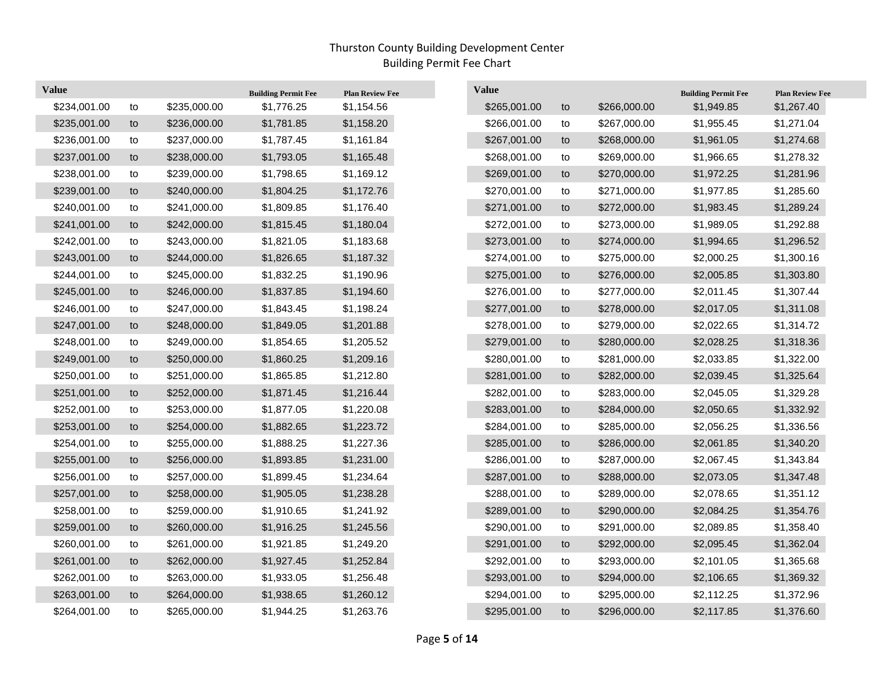# Thurston County Building Development Center
## Building Permit Fee Chart

| Value | | | Building Permit Fee | Plan Review Fee |
|---|---|---|---|---|
| $234,001.00 | to | $235,000.00 | $1,776.25 | $1,154.56 |
| $235,001.00 | to | $236,000.00 | $1,781.85 | $1,158.20 |
| $236,001.00 | to | $237,000.00 | $1,787.45 | $1,161.84 |
| $237,001.00 | to | $238,000.00 | $1,793.05 | $1,165.48 |
| $238,001.00 | to | $239,000.00 | $1,798.65 | $1,169.12 |
| $239,001.00 | to | $240,000.00 | $1,804.25 | $1,172.76 |
| $240,001.00 | to | $241,000.00 | $1,809.85 | $1,176.40 |
| $241,001.00 | to | $242,000.00 | $1,815.45 | $1,180.04 |
| $242,001.00 | to | $243,000.00 | $1,821.05 | $1,183.68 |
| $243,001.00 | to | $244,000.00 | $1,826.65 | $1,187.32 |
| $244,001.00 | to | $245,000.00 | $1,832.25 | $1,190.96 |
| $245,001.00 | to | $246,000.00 | $1,837.85 | $1,194.60 |
| $246,001.00 | to | $247,000.00 | $1,843.45 | $1,198.24 |
| $247,001.00 | to | $248,000.00 | $1,849.05 | $1,201.88 |
| $248,001.00 | to | $249,000.00 | $1,854.65 | $1,205.52 |
| $249,001.00 | to | $250,000.00 | $1,860.25 | $1,209.16 |
| $250,001.00 | to | $251,000.00 | $1,865.85 | $1,212.80 |
| $251,001.00 | to | $252,000.00 | $1,871.45 | $1,216.44 |
| $252,001.00 | to | $253,000.00 | $1,877.05 | $1,220.08 |
| $253,001.00 | to | $254,000.00 | $1,882.65 | $1,223.72 |
| $254,001.00 | to | $255,000.00 | $1,888.25 | $1,227.36 |
| $255,001.00 | to | $256,000.00 | $1,893.85 | $1,231.00 |
| $256,001.00 | to | $257,000.00 | $1,899.45 | $1,234.64 |
| $257,001.00 | to | $258,000.00 | $1,905.05 | $1,238.28 |
| $258,001.00 | to | $259,000.00 | $1,910.65 | $1,241.92 |
| $259,001.00 | to | $260,000.00 | $1,916.25 | $1,245.56 |
| $260,001.00 | to | $261,000.00 | $1,921.85 | $1,249.20 |
| $261,001.00 | to | $262,000.00 | $1,927.45 | $1,252.84 |
| $262,001.00 | to | $263,000.00 | $1,933.05 | $1,256.48 |
| $263,001.00 | to | $264,000.00 | $1,938.65 | $1,260.12 |
| $264,001.00 | to | $265,000.00 | $1,944.25 | $1,263.76 |
| $265,001.00 | to | $266,000.00 | $1,949.85 | $1,267.40 |
| $266,001.00 | to | $267,000.00 | $1,955.45 | $1,271.04 |
| $267,001.00 | to | $268,000.00 | $1,961.05 | $1,274.68 |
| $268,001.00 | to | $269,000.00 | $1,966.65 | $1,278.32 |
| $269,001.00 | to | $270,000.00 | $1,972.25 | $1,281.96 |
| $270,001.00 | to | $271,000.00 | $1,977.85 | $1,285.60 |
| $271,001.00 | to | $272,000.00 | $1,983.45 | $1,289.24 |
| $272,001.00 | to | $273,000.00 | $1,989.05 | $1,292.88 |
| $273,001.00 | to | $274,000.00 | $1,994.65 | $1,296.52 |
| $274,001.00 | to | $275,000.00 | $2,000.25 | $1,300.16 |
| $275,001.00 | to | $276,000.00 | $2,005.85 | $1,303.80 |
| $276,001.00 | to | $277,000.00 | $2,011.45 | $1,307.44 |
| $277,001.00 | to | $278,000.00 | $2,017.05 | $1,311.08 |
| $278,001.00 | to | $279,000.00 | $2,022.65 | $1,314.72 |
| $279,001.00 | to | $280,000.00 | $2,028.25 | $1,318.36 |
| $280,001.00 | to | $281,000.00 | $2,033.85 | $1,322.00 |
| $281,001.00 | to | $282,000.00 | $2,039.45 | $1,325.64 |
| $282,001.00 | to | $283,000.00 | $2,045.05 | $1,329.28 |
| $283,001.00 | to | $284,000.00 | $2,050.65 | $1,332.92 |
| $284,001.00 | to | $285,000.00 | $2,056.25 | $1,336.56 |
| $285,001.00 | to | $286,000.00 | $2,061.85 | $1,340.20 |
| $286,001.00 | to | $287,000.00 | $2,067.45 | $1,343.84 |
| $287,001.00 | to | $288,000.00 | $2,073.05 | $1,347.48 |
| $288,001.00 | to | $289,000.00 | $2,078.65 | $1,351.12 |
| $289,001.00 | to | $290,000.00 | $2,084.25 | $1,354.76 |
| $290,001.00 | to | $291,000.00 | $2,089.85 | $1,358.40 |
| $291,001.00 | to | $292,000.00 | $2,095.45 | $1,362.04 |
| $292,001.00 | to | $293,000.00 | $2,101.05 | $1,365.68 |
| $293,001.00 | to | $294,000.00 | $2,106.65 | $1,369.32 |
| $294,001.00 | to | $295,000.00 | $2,112.25 | $1,372.96 |
| $295,001.00 | to | $296,000.00 | $2,117.85 | $1,376.60 |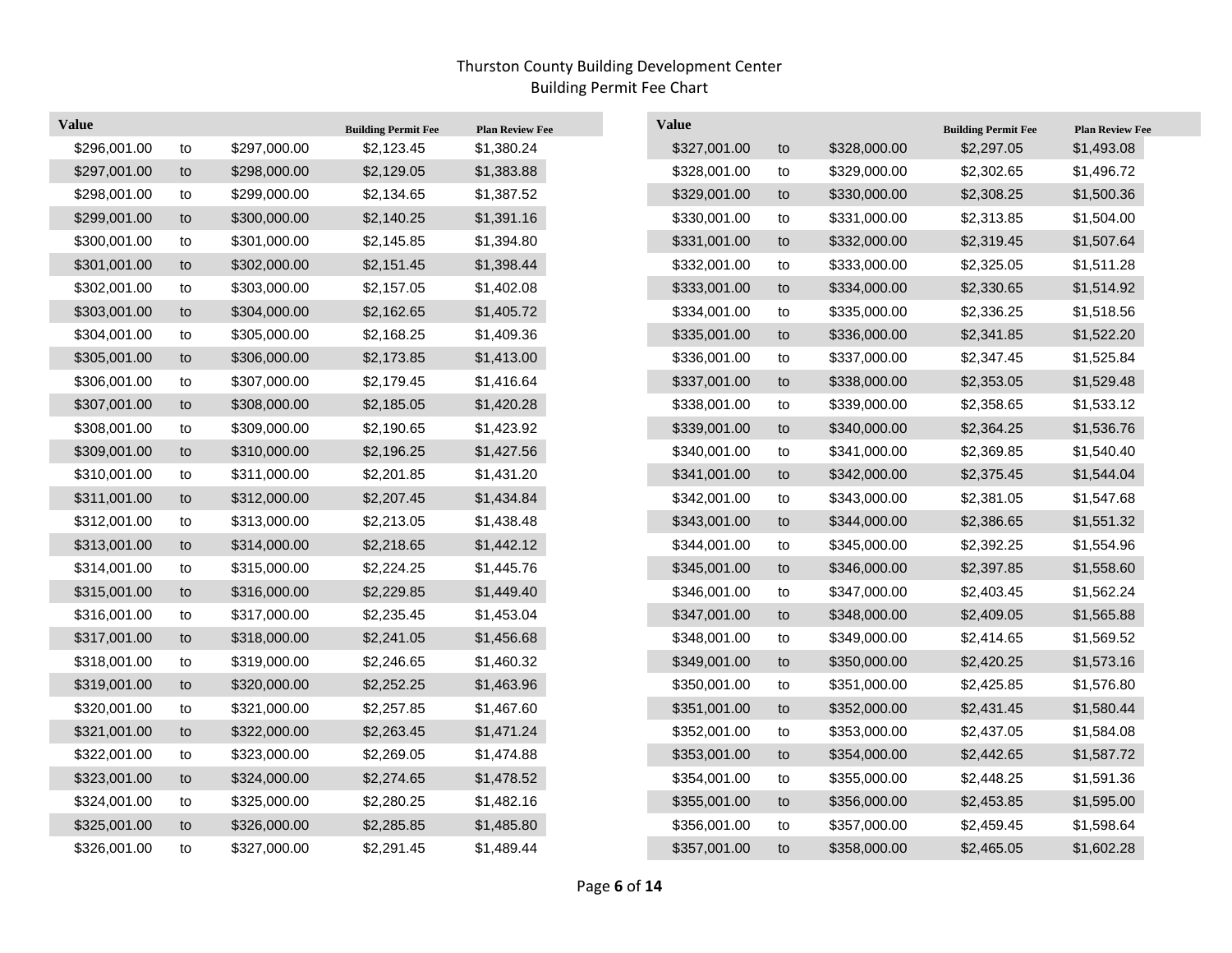# Thurston County Building Development Center
## Building Permit Fee Chart

| Value | | | Building Permit Fee | Plan Review Fee |
|---|---|---|---|---|
| $296,001.00 | to | $297,000.00 | $2,123.45 | $1,380.24 |
| $297,001.00 | to | $298,000.00 | $2,129.05 | $1,383.88 |
| $298,001.00 | to | $299,000.00 | $2,134.65 | $1,387.52 |
| $299,001.00 | to | $300,000.00 | $2,140.25 | $1,391.16 |
| $300,001.00 | to | $301,000.00 | $2,145.85 | $1,394.80 |
| $301,001.00 | to | $302,000.00 | $2,151.45 | $1,398.44 |
| $302,001.00 | to | $303,000.00 | $2,157.05 | $1,402.08 |
| $303,001.00 | to | $304,000.00 | $2,162.65 | $1,405.72 |
| $304,001.00 | to | $305,000.00 | $2,168.25 | $1,409.36 |
| $305,001.00 | to | $306,000.00 | $2,173.85 | $1,413.00 |
| $306,001.00 | to | $307,000.00 | $2,179.45 | $1,416.64 |
| $307,001.00 | to | $308,000.00 | $2,185.05 | $1,420.28 |
| $308,001.00 | to | $309,000.00 | $2,190.65 | $1,423.92 |
| $309,001.00 | to | $310,000.00 | $2,196.25 | $1,427.56 |
| $310,001.00 | to | $311,000.00 | $2,201.85 | $1,431.20 |
| $311,001.00 | to | $312,000.00 | $2,207.45 | $1,434.84 |
| $312,001.00 | to | $313,000.00 | $2,213.05 | $1,438.48 |
| $313,001.00 | to | $314,000.00 | $2,218.65 | $1,442.12 |
| $314,001.00 | to | $315,000.00 | $2,224.25 | $1,445.76 |
| $315,001.00 | to | $316,000.00 | $2,229.85 | $1,449.40 |
| $316,001.00 | to | $317,000.00 | $2,235.45 | $1,453.04 |
| $317,001.00 | to | $318,000.00 | $2,241.05 | $1,456.68 |
| $318,001.00 | to | $319,000.00 | $2,246.65 | $1,460.32 |
| $319,001.00 | to | $320,000.00 | $2,252.25 | $1,463.96 |
| $320,001.00 | to | $321,000.00 | $2,257.85 | $1,467.60 |
| $321,001.00 | to | $322,000.00 | $2,263.45 | $1,471.24 |
| $322,001.00 | to | $323,000.00 | $2,269.05 | $1,474.88 |
| $323,001.00 | to | $324,000.00 | $2,274.65 | $1,478.52 |
| $324,001.00 | to | $325,000.00 | $2,280.25 | $1,482.16 |
| $325,001.00 | to | $326,000.00 | $2,285.85 | $1,485.80 |
| $326,001.00 | to | $327,000.00 | $2,291.45 | $1,489.44 |
| $327,001.00 | to | $328,000.00 | $2,297.05 | $1,493.08 |
| $328,001.00 | to | $329,000.00 | $2,302.65 | $1,496.72 |
| $329,001.00 | to | $330,000.00 | $2,308.25 | $1,500.36 |
| $330,001.00 | to | $331,000.00 | $2,313.85 | $1,504.00 |
| $331,001.00 | to | $332,000.00 | $2,319.45 | $1,507.64 |
| $332,001.00 | to | $333,000.00 | $2,325.05 | $1,511.28 |
| $333,001.00 | to | $334,000.00 | $2,330.65 | $1,514.92 |
| $334,001.00 | to | $335,000.00 | $2,336.25 | $1,518.56 |
| $335,001.00 | to | $336,000.00 | $2,341.85 | $1,522.20 |
| $336,001.00 | to | $337,000.00 | $2,347.45 | $1,525.84 |
| $337,001.00 | to | $338,000.00 | $2,353.05 | $1,529.48 |
| $338,001.00 | to | $339,000.00 | $2,358.65 | $1,533.12 |
| $339,001.00 | to | $340,000.00 | $2,364.25 | $1,536.76 |
| $340,001.00 | to | $341,000.00 | $2,369.85 | $1,540.40 |
| $341,001.00 | to | $342,000.00 | $2,375.45 | $1,544.04 |
| $342,001.00 | to | $343,000.00 | $2,381.05 | $1,547.68 |
| $343,001.00 | to | $344,000.00 | $2,386.65 | $1,551.32 |
| $344,001.00 | to | $345,000.00 | $2,392.25 | $1,554.96 |
| $345,001.00 | to | $346,000.00 | $2,397.85 | $1,558.60 |
| $346,001.00 | to | $347,000.00 | $2,403.45 | $1,562.24 |
| $347,001.00 | to | $348,000.00 | $2,409.05 | $1,565.88 |
| $348,001.00 | to | $349,000.00 | $2,414.65 | $1,569.52 |
| $349,001.00 | to | $350,000.00 | $2,420.25 | $1,573.16 |
| $350,001.00 | to | $351,000.00 | $2,425.85 | $1,576.80 |
| $351,001.00 | to | $352,000.00 | $2,431.45 | $1,580.44 |
| $352,001.00 | to | $353,000.00 | $2,437.05 | $1,584.08 |
| $353,001.00 | to | $354,000.00 | $2,442.65 | $1,587.72 |
| $354,001.00 | to | $355,000.00 | $2,448.25 | $1,591.36 |
| $355,001.00 | to | $356,000.00 | $2,453.85 | $1,595.00 |
| $356,001.00 | to | $357,000.00 | $2,459.45 | $1,598.64 |
| $357,001.00 | to | $358,000.00 | $2,465.05 | $1,602.28 |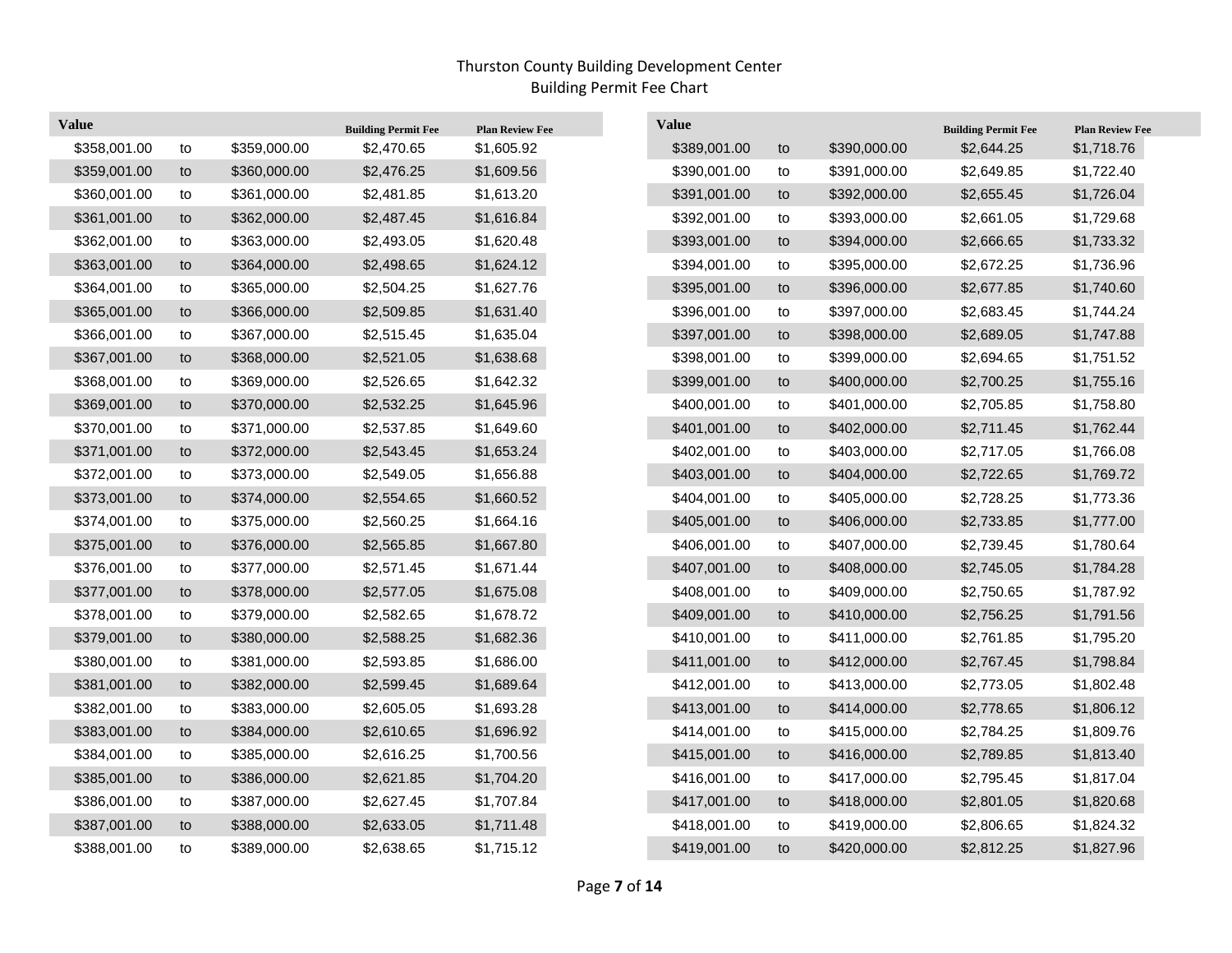# Thurston County Building Development Center
## Building Permit Fee Chart

| Value | | | Building Permit Fee | Plan Review Fee |
|---|---|---|---|---|
| $358,001.00 | to | $359,000.00 | $2,470.65 | $1,605.92 |
| $359,001.00 | to | $360,000.00 | $2,476.25 | $1,609.56 |
| $360,001.00 | to | $361,000.00 | $2,481.85 | $1,613.20 |
| $361,001.00 | to | $362,000.00 | $2,487.45 | $1,616.84 |
| $362,001.00 | to | $363,000.00 | $2,493.05 | $1,620.48 |
| $363,001.00 | to | $364,000.00 | $2,498.65 | $1,624.12 |
| $364,001.00 | to | $365,000.00 | $2,504.25 | $1,627.76 |
| $365,001.00 | to | $366,000.00 | $2,509.85 | $1,631.40 |
| $366,001.00 | to | $367,000.00 | $2,515.45 | $1,635.04 |
| $367,001.00 | to | $368,000.00 | $2,521.05 | $1,638.68 |
| $368,001.00 | to | $369,000.00 | $2,526.65 | $1,642.32 |
| $369,001.00 | to | $370,000.00 | $2,532.25 | $1,645.96 |
| $370,001.00 | to | $371,000.00 | $2,537.85 | $1,649.60 |
| $371,001.00 | to | $372,000.00 | $2,543.45 | $1,653.24 |
| $372,001.00 | to | $373,000.00 | $2,549.05 | $1,656.88 |
| $373,001.00 | to | $374,000.00 | $2,554.65 | $1,660.52 |
| $374,001.00 | to | $375,000.00 | $2,560.25 | $1,664.16 |
| $375,001.00 | to | $376,000.00 | $2,565.85 | $1,667.80 |
| $376,001.00 | to | $377,000.00 | $2,571.45 | $1,671.44 |
| $377,001.00 | to | $378,000.00 | $2,577.05 | $1,675.08 |
| $378,001.00 | to | $379,000.00 | $2,582.65 | $1,678.72 |
| $379,001.00 | to | $380,000.00 | $2,588.25 | $1,682.36 |
| $380,001.00 | to | $381,000.00 | $2,593.85 | $1,686.00 |
| $381,001.00 | to | $382,000.00 | $2,599.45 | $1,689.64 |
| $382,001.00 | to | $383,000.00 | $2,605.05 | $1,693.28 |
| $383,001.00 | to | $384,000.00 | $2,610.65 | $1,696.92 |
| $384,001.00 | to | $385,000.00 | $2,616.25 | $1,700.56 |
| $385,001.00 | to | $386,000.00 | $2,621.85 | $1,704.20 |
| $386,001.00 | to | $387,000.00 | $2,627.45 | $1,707.84 |
| $387,001.00 | to | $388,000.00 | $2,633.05 | $1,711.48 |
| $388,001.00 | to | $389,000.00 | $2,638.65 | $1,715.12 |
| $389,001.00 | to | $390,000.00 | $2,644.25 | $1,718.76 |
| $390,001.00 | to | $391,000.00 | $2,649.85 | $1,722.40 |
| $391,001.00 | to | $392,000.00 | $2,655.45 | $1,726.04 |
| $392,001.00 | to | $393,000.00 | $2,661.05 | $1,729.68 |
| $393,001.00 | to | $394,000.00 | $2,666.65 | $1,733.32 |
| $394,001.00 | to | $395,000.00 | $2,672.25 | $1,736.96 |
| $395,001.00 | to | $396,000.00 | $2,677.85 | $1,740.60 |
| $396,001.00 | to | $397,000.00 | $2,683.45 | $1,744.24 |
| $397,001.00 | to | $398,000.00 | $2,689.05 | $1,747.88 |
| $398,001.00 | to | $399,000.00 | $2,694.65 | $1,751.52 |
| $399,001.00 | to | $400,000.00 | $2,700.25 | $1,755.16 |
| $400,001.00 | to | $401,000.00 | $2,705.85 | $1,758.80 |
| $401,001.00 | to | $402,000.00 | $2,711.45 | $1,762.44 |
| $402,001.00 | to | $403,000.00 | $2,717.05 | $1,766.08 |
| $403,001.00 | to | $404,000.00 | $2,722.65 | $1,769.72 |
| $404,001.00 | to | $405,000.00 | $2,728.25 | $1,773.36 |
| $405,001.00 | to | $406,000.00 | $2,733.85 | $1,777.00 |
| $406,001.00 | to | $407,000.00 | $2,739.45 | $1,780.64 |
| $407,001.00 | to | $408,000.00 | $2,745.05 | $1,784.28 |
| $408,001.00 | to | $409,000.00 | $2,750.65 | $1,787.92 |
| $409,001.00 | to | $410,000.00 | $2,756.25 | $1,791.56 |
| $410,001.00 | to | $411,000.00 | $2,761.85 | $1,795.20 |
| $411,001.00 | to | $412,000.00 | $2,767.45 | $1,798.84 |
| $412,001.00 | to | $413,000.00 | $2,773.05 | $1,802.48 |
| $413,001.00 | to | $414,000.00 | $2,778.65 | $1,806.12 |
| $414,001.00 | to | $415,000.00 | $2,784.25 | $1,809.76 |
| $415,001.00 | to | $416,000.00 | $2,789.85 | $1,813.40 |
| $416,001.00 | to | $417,000.00 | $2,795.45 | $1,817.04 |
| $417,001.00 | to | $418,000.00 | $2,801.05 | $1,820.68 |
| $418,001.00 | to | $419,000.00 | $2,806.65 | $1,824.32 |
| $419,001.00 | to | $420,000.00 | $2,812.25 | $1,827.96 |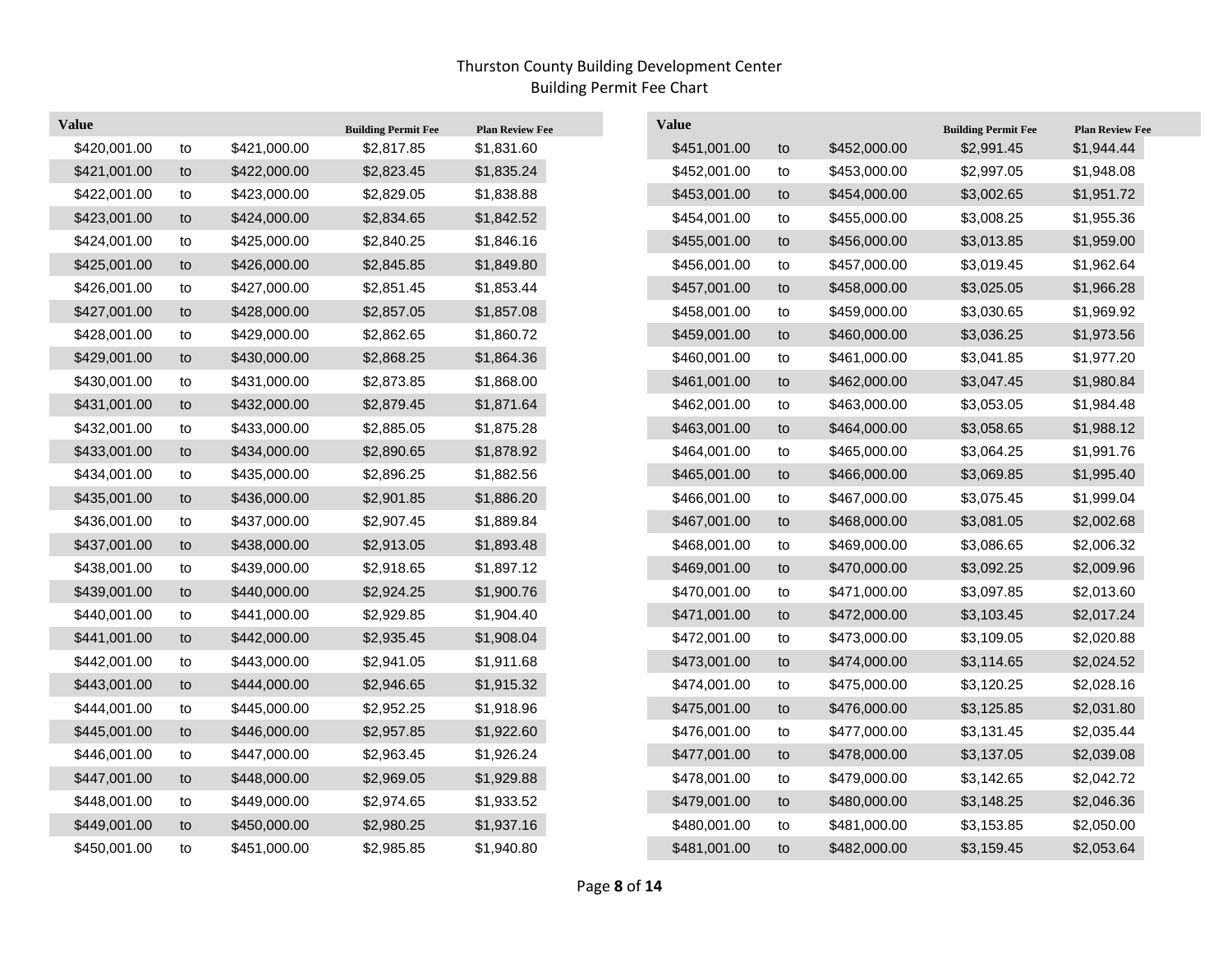# Thurston County Building Development Center
## Building Permit Fee Chart

| Value | | | Building Permit Fee | Plan Review Fee |
|---|---|---|---|---|
| $420,001.00 | to | $421,000.00 | $2,817.85 | $1,831.60 |
| $421,001.00 | to | $422,000.00 | $2,823.45 | $1,835.24 |
| $422,001.00 | to | $423,000.00 | $2,829.05 | $1,838.88 |
| $423,001.00 | to | $424,000.00 | $2,834.65 | $1,842.52 |
| $424,001.00 | to | $425,000.00 | $2,840.25 | $1,846.16 |
| $425,001.00 | to | $426,000.00 | $2,845.85 | $1,849.80 |
| $426,001.00 | to | $427,000.00 | $2,851.45 | $1,853.44 |
| $427,001.00 | to | $428,000.00 | $2,857.05 | $1,857.08 |
| $428,001.00 | to | $429,000.00 | $2,862.65 | $1,860.72 |
| $429,001.00 | to | $430,000.00 | $2,868.25 | $1,864.36 |
| $430,001.00 | to | $431,000.00 | $2,873.85 | $1,868.00 |
| $431,001.00 | to | $432,000.00 | $2,879.45 | $1,871.64 |
| $432,001.00 | to | $433,000.00 | $2,885.05 | $1,875.28 |
| $433,001.00 | to | $434,000.00 | $2,890.65 | $1,878.92 |
| $434,001.00 | to | $435,000.00 | $2,896.25 | $1,882.56 |
| $435,001.00 | to | $436,000.00 | $2,901.85 | $1,886.20 |
| $436,001.00 | to | $437,000.00 | $2,907.45 | $1,889.84 |
| $437,001.00 | to | $438,000.00 | $2,913.05 | $1,893.48 |
| $438,001.00 | to | $439,000.00 | $2,918.65 | $1,897.12 |
| $439,001.00 | to | $440,000.00 | $2,924.25 | $1,900.76 |
| $440,001.00 | to | $441,000.00 | $2,929.85 | $1,904.40 |
| $441,001.00 | to | $442,000.00 | $2,935.45 | $1,908.04 |
| $442,001.00 | to | $443,000.00 | $2,941.05 | $1,911.68 |
| $443,001.00 | to | $444,000.00 | $2,946.65 | $1,915.32 |
| $444,001.00 | to | $445,000.00 | $2,952.25 | $1,918.96 |
| $445,001.00 | to | $446,000.00 | $2,957.85 | $1,922.60 |
| $446,001.00 | to | $447,000.00 | $2,963.45 | $1,926.24 |
| $447,001.00 | to | $448,000.00 | $2,969.05 | $1,929.88 |
| $448,001.00 | to | $449,000.00 | $2,974.65 | $1,933.52 |
| $449,001.00 | to | $450,000.00 | $2,980.25 | $1,937.16 |
| $450,001.00 | to | $451,000.00 | $2,985.85 | $1,940.80 |
| $451,001.00 | to | $452,000.00 | $2,991.45 | $1,944.44 |
| $452,001.00 | to | $453,000.00 | $2,997.05 | $1,948.08 |
| $453,001.00 | to | $454,000.00 | $3,002.65 | $1,951.72 |
| $454,001.00 | to | $455,000.00 | $3,008.25 | $1,955.36 |
| $455,001.00 | to | $456,000.00 | $3,013.85 | $1,959.00 |
| $456,001.00 | to | $457,000.00 | $3,019.45 | $1,962.64 |
| $457,001.00 | to | $458,000.00 | $3,025.05 | $1,966.28 |
| $458,001.00 | to | $459,000.00 | $3,030.65 | $1,969.92 |
| $459,001.00 | to | $460,000.00 | $3,036.25 | $1,973.56 |
| $460,001.00 | to | $461,000.00 | $3,041.85 | $1,977.20 |
| $461,001.00 | to | $462,000.00 | $3,047.45 | $1,980.84 |
| $462,001.00 | to | $463,000.00 | $3,053.05 | $1,984.48 |
| $463,001.00 | to | $464,000.00 | $3,058.65 | $1,988.12 |
| $464,001.00 | to | $465,000.00 | $3,064.25 | $1,991.76 |
| $465,001.00 | to | $466,000.00 | $3,069.85 | $1,995.40 |
| $466,001.00 | to | $467,000.00 | $3,075.45 | $1,999.04 |
| $467,001.00 | to | $468,000.00 | $3,081.05 | $2,002.68 |
| $468,001.00 | to | $469,000.00 | $3,086.65 | $2,006.32 |
| $469,001.00 | to | $470,000.00 | $3,092.25 | $2,009.96 |
| $470,001.00 | to | $471,000.00 | $3,097.85 | $2,013.60 |
| $471,001.00 | to | $472,000.00 | $3,103.45 | $2,017.24 |
| $472,001.00 | to | $473,000.00 | $3,109.05 | $2,020.88 |
| $473,001.00 | to | $474,000.00 | $3,114.65 | $2,024.52 |
| $474,001.00 | to | $475,000.00 | $3,120.25 | $2,028.16 |
| $475,001.00 | to | $476,000.00 | $3,125.85 | $2,031.80 |
| $476,001.00 | to | $477,000.00 | $3,131.45 | $2,035.44 |
| $477,001.00 | to | $478,000.00 | $3,137.05 | $2,039.08 |
| $478,001.00 | to | $479,000.00 | $3,142.65 | $2,042.72 |
| $479,001.00 | to | $480,000.00 | $3,148.25 | $2,046.36 |
| $480,001.00 | to | $481,000.00 | $3,153.85 | $2,050.00 |
| $481,001.00 | to | $482,000.00 | $3,159.45 | $2,053.64 |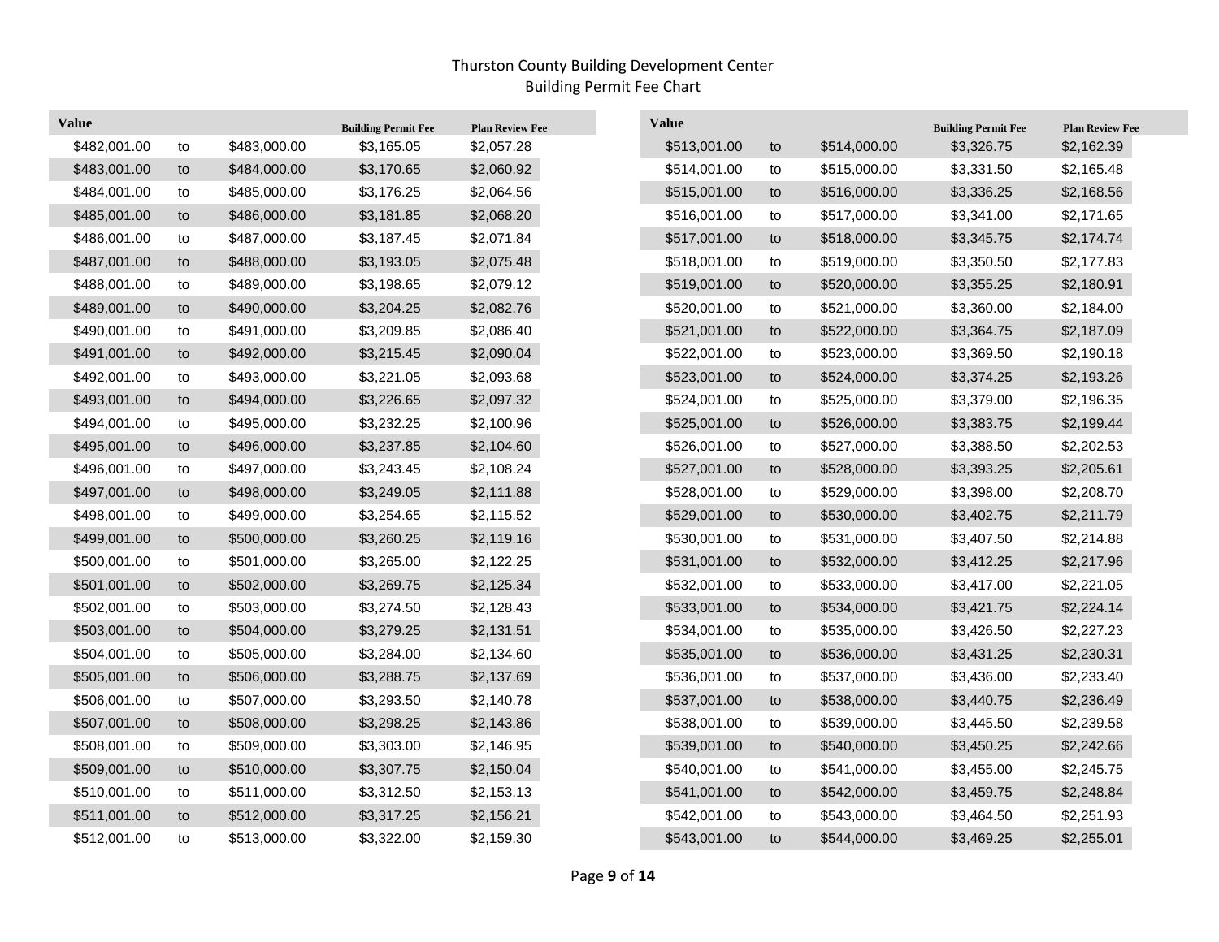# Thurston County Building Development Center
## Building Permit Fee Chart

| Value | | | Building Permit Fee | Plan Review Fee |
|---|---|---|---|---|
| $482,001.00 | to | $483,000.00 | $3,165.05 | $2,057.28 |
| $483,001.00 | to | $484,000.00 | $3,170.65 | $2,060.92 |
| $484,001.00 | to | $485,000.00 | $3,176.25 | $2,064.56 |
| $485,001.00 | to | $486,000.00 | $3,181.85 | $2,068.20 |
| $486,001.00 | to | $487,000.00 | $3,187.45 | $2,071.84 |
| $487,001.00 | to | $488,000.00 | $3,193.05 | $2,075.48 |
| $488,001.00 | to | $489,000.00 | $3,198.65 | $2,079.12 |
| $489,001.00 | to | $490,000.00 | $3,204.25 | $2,082.76 |
| $490,001.00 | to | $491,000.00 | $3,209.85 | $2,086.40 |
| $491,001.00 | to | $492,000.00 | $3,215.45 | $2,090.04 |
| $492,001.00 | to | $493,000.00 | $3,221.05 | $2,093.68 |
| $493,001.00 | to | $494,000.00 | $3,226.65 | $2,097.32 |
| $494,001.00 | to | $495,000.00 | $3,232.25 | $2,100.96 |
| $495,001.00 | to | $496,000.00 | $3,237.85 | $2,104.60 |
| $496,001.00 | to | $497,000.00 | $3,243.45 | $2,108.24 |
| $497,001.00 | to | $498,000.00 | $3,249.05 | $2,111.88 |
| $498,001.00 | to | $499,000.00 | $3,254.65 | $2,115.52 |
| $499,001.00 | to | $500,000.00 | $3,260.25 | $2,119.16 |
| $500,001.00 | to | $501,000.00 | $3,265.00 | $2,122.25 |
| $501,001.00 | to | $502,000.00 | $3,269.75 | $2,125.34 |
| $502,001.00 | to | $503,000.00 | $3,274.50 | $2,128.43 |
| $503,001.00 | to | $504,000.00 | $3,279.25 | $2,131.51 |
| $504,001.00 | to | $505,000.00 | $3,284.00 | $2,134.60 |
| $505,001.00 | to | $506,000.00 | $3,288.75 | $2,137.69 |
| $506,001.00 | to | $507,000.00 | $3,293.50 | $2,140.78 |
| $507,001.00 | to | $508,000.00 | $3,298.25 | $2,143.86 |
| $508,001.00 | to | $509,000.00 | $3,303.00 | $2,146.95 |
| $509,001.00 | to | $510,000.00 | $3,307.75 | $2,150.04 |
| $510,001.00 | to | $511,000.00 | $3,312.50 | $2,153.13 |
| $511,001.00 | to | $512,000.00 | $3,317.25 | $2,156.21 |
| $512,001.00 | to | $513,000.00 | $3,322.00 | $2,159.30 |
| $513,001.00 | to | $514,000.00 | $3,326.75 | $2,162.39 |
| $514,001.00 | to | $515,000.00 | $3,331.50 | $2,165.48 |
| $515,001.00 | to | $516,000.00 | $3,336.25 | $2,168.56 |
| $516,001.00 | to | $517,000.00 | $3,341.00 | $2,171.65 |
| $517,001.00 | to | $518,000.00 | $3,345.75 | $2,174.74 |
| $518,001.00 | to | $519,000.00 | $3,350.50 | $2,177.83 |
| $519,001.00 | to | $520,000.00 | $3,355.25 | $2,180.91 |
| $520,001.00 | to | $521,000.00 | $3,360.00 | $2,184.00 |
| $521,001.00 | to | $522,000.00 | $3,364.75 | $2,187.09 |
| $522,001.00 | to | $523,000.00 | $3,369.50 | $2,190.18 |
| $523,001.00 | to | $524,000.00 | $3,374.25 | $2,193.26 |
| $524,001.00 | to | $525,000.00 | $3,379.00 | $2,196.35 |
| $525,001.00 | to | $526,000.00 | $3,383.75 | $2,199.44 |
| $526,001.00 | to | $527,000.00 | $3,388.50 | $2,202.53 |
| $527,001.00 | to | $528,000.00 | $3,393.25 | $2,205.61 |
| $528,001.00 | to | $529,000.00 | $3,398.00 | $2,208.70 |
| $529,001.00 | to | $530,000.00 | $3,402.75 | $2,211.79 |
| $530,001.00 | to | $531,000.00 | $3,407.50 | $2,214.88 |
| $531,001.00 | to | $532,000.00 | $3,412.25 | $2,217.96 |
| $532,001.00 | to | $533,000.00 | $3,417.00 | $2,221.05 |
| $533,001.00 | to | $534,000.00 | $3,421.75 | $2,224.14 |
| $534,001.00 | to | $535,000.00 | $3,426.50 | $2,227.23 |
| $535,001.00 | to | $536,000.00 | $3,431.25 | $2,230.31 |
| $536,001.00 | to | $537,000.00 | $3,436.00 | $2,233.40 |
| $537,001.00 | to | $538,000.00 | $3,440.75 | $2,236.49 |
| $538,001.00 | to | $539,000.00 | $3,445.50 | $2,239.58 |
| $539,001.00 | to | $540,000.00 | $3,450.25 | $2,242.66 |
| $540,001.00 | to | $541,000.00 | $3,455.00 | $2,245.75 |
| $541,001.00 | to | $542,000.00 | $3,459.75 | $2,248.84 |
| $542,001.00 | to | $543,000.00 | $3,464.50 | $2,251.93 |
| $543,001.00 | to | $544,000.00 | $3,469.25 | $2,255.01 |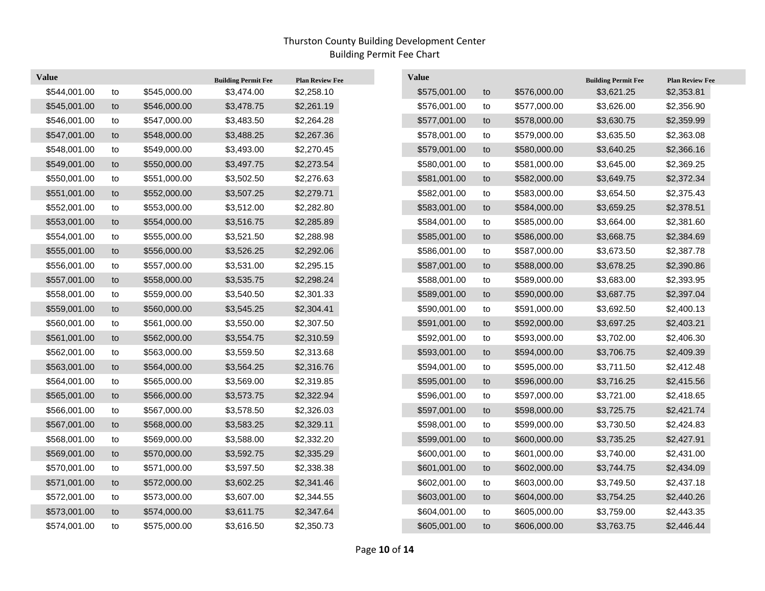Thurston County Building Development Center
Building Permit Fee Chart

| Value | | | Building Permit Fee | Plan Review Fee |
| --- | --- | --- | --- | --- |
| $544,001.00 | to | $545,000.00 | $3,474.00 | $2,258.10 |
| $545,001.00 | to | $546,000.00 | $3,478.75 | $2,261.19 |
| $546,001.00 | to | $547,000.00 | $3,483.50 | $2,264.28 |
| $547,001.00 | to | $548,000.00 | $3,488.25 | $2,267.36 |
| $548,001.00 | to | $549,000.00 | $3,493.00 | $2,270.45 |
| $549,001.00 | to | $550,000.00 | $3,497.75 | $2,273.54 |
| $550,001.00 | to | $551,000.00 | $3,502.50 | $2,276.63 |
| $551,001.00 | to | $552,000.00 | $3,507.25 | $2,279.71 |
| $552,001.00 | to | $553,000.00 | $3,512.00 | $2,282.80 |
| $553,001.00 | to | $554,000.00 | $3,516.75 | $2,285.89 |
| $554,001.00 | to | $555,000.00 | $3,521.50 | $2,288.98 |
| $555,001.00 | to | $556,000.00 | $3,526.25 | $2,292.06 |
| $556,001.00 | to | $557,000.00 | $3,531.00 | $2,295.15 |
| $557,001.00 | to | $558,000.00 | $3,535.75 | $2,298.24 |
| $558,001.00 | to | $559,000.00 | $3,540.50 | $2,301.33 |
| $559,001.00 | to | $560,000.00 | $3,545.25 | $2,304.41 |
| $560,001.00 | to | $561,000.00 | $3,550.00 | $2,307.50 |
| $561,001.00 | to | $562,000.00 | $3,554.75 | $2,310.59 |
| $562,001.00 | to | $563,000.00 | $3,559.50 | $2,313.68 |
| $563,001.00 | to | $564,000.00 | $3,564.25 | $2,316.76 |
| $564,001.00 | to | $565,000.00 | $3,569.00 | $2,319.85 |
| $565,001.00 | to | $566,000.00 | $3,573.75 | $2,322.94 |
| $566,001.00 | to | $567,000.00 | $3,578.50 | $2,326.03 |
| $567,001.00 | to | $568,000.00 | $3,583.25 | $2,329.11 |
| $568,001.00 | to | $569,000.00 | $3,588.00 | $2,332.20 |
| $569,001.00 | to | $570,000.00 | $3,592.75 | $2,335.29 |
| $570,001.00 | to | $571,000.00 | $3,597.50 | $2,338.38 |
| $571,001.00 | to | $572,000.00 | $3,602.25 | $2,341.46 |
| $572,001.00 | to | $573,000.00 | $3,607.00 | $2,344.55 |
| $573,001.00 | to | $574,000.00 | $3,611.75 | $2,347.64 |
| $574,001.00 | to | $575,000.00 | $3,616.50 | $2,350.73 |
| $575,001.00 | to | $576,000.00 | $3,621.25 | $2,353.81 |
| $576,001.00 | to | $577,000.00 | $3,626.00 | $2,356.90 |
| $577,001.00 | to | $578,000.00 | $3,630.75 | $2,359.99 |
| $578,001.00 | to | $579,000.00 | $3,635.50 | $2,363.08 |
| $579,001.00 | to | $580,000.00 | $3,640.25 | $2,366.16 |
| $580,001.00 | to | $581,000.00 | $3,645.00 | $2,369.25 |
| $581,001.00 | to | $582,000.00 | $3,649.75 | $2,372.34 |
| $582,001.00 | to | $583,000.00 | $3,654.50 | $2,375.43 |
| $583,001.00 | to | $584,000.00 | $3,659.25 | $2,378.51 |
| $584,001.00 | to | $585,000.00 | $3,664.00 | $2,381.60 |
| $585,001.00 | to | $586,000.00 | $3,668.75 | $2,384.69 |
| $586,001.00 | to | $587,000.00 | $3,673.50 | $2,387.78 |
| $587,001.00 | to | $588,000.00 | $3,678.25 | $2,390.86 |
| $588,001.00 | to | $589,000.00 | $3,683.00 | $2,393.95 |
| $589,001.00 | to | $590,000.00 | $3,687.75 | $2,397.04 |
| $590,001.00 | to | $591,000.00 | $3,692.50 | $2,400.13 |
| $591,001.00 | to | $592,000.00 | $3,697.25 | $2,403.21 |
| $592,001.00 | to | $593,000.00 | $3,702.00 | $2,406.30 |
| $593,001.00 | to | $594,000.00 | $3,706.75 | $2,409.39 |
| $594,001.00 | to | $595,000.00 | $3,711.50 | $2,412.48 |
| $595,001.00 | to | $596,000.00 | $3,716.25 | $2,415.56 |
| $596,001.00 | to | $597,000.00 | $3,721.00 | $2,418.65 |
| $597,001.00 | to | $598,000.00 | $3,725.75 | $2,421.74 |
| $598,001.00 | to | $599,000.00 | $3,730.50 | $2,424.83 |
| $599,001.00 | to | $600,000.00 | $3,735.25 | $2,427.91 |
| $600,001.00 | to | $601,000.00 | $3,740.00 | $2,431.00 |
| $601,001.00 | to | $602,000.00 | $3,744.75 | $2,434.09 |
| $602,001.00 | to | $603,000.00 | $3,749.50 | $2,437.18 |
| $603,001.00 | to | $604,000.00 | $3,754.25 | $2,440.26 |
| $604,001.00 | to | $605,000.00 | $3,759.00 | $2,443.35 |
| $605,001.00 | to | $606,000.00 | $3,763.75 | $2,446.44 |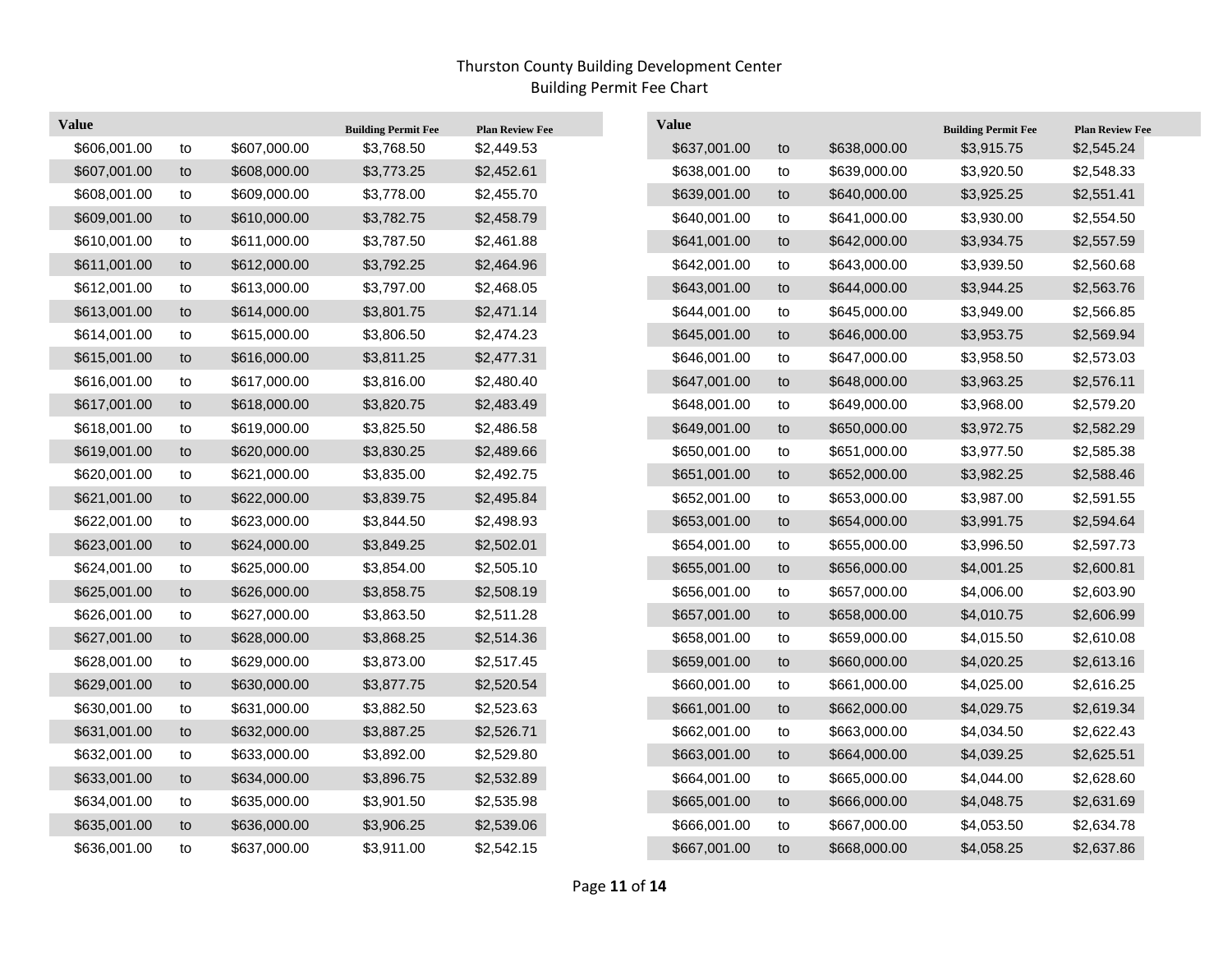# Thurston County Building Development Center
## Building Permit Fee Chart

| Value | | | Building Permit Fee | Plan Review Fee |
|---|---|---|---|---|
| $606,001.00 | to | $607,000.00 | $3,768.50 | $2,449.53 |
| $607,001.00 | to | $608,000.00 | $3,773.25 | $2,452.61 |
| $608,001.00 | to | $609,000.00 | $3,778.00 | $2,455.70 |
| $609,001.00 | to | $610,000.00 | $3,782.75 | $2,458.79 |
| $610,001.00 | to | $611,000.00 | $3,787.50 | $2,461.88 |
| $611,001.00 | to | $612,000.00 | $3,792.25 | $2,464.96 |
| $612,001.00 | to | $613,000.00 | $3,797.00 | $2,468.05 |
| $613,001.00 | to | $614,000.00 | $3,801.75 | $2,471.14 |
| $614,001.00 | to | $615,000.00 | $3,806.50 | $2,474.23 |
| $615,001.00 | to | $616,000.00 | $3,811.25 | $2,477.31 |
| $616,001.00 | to | $617,000.00 | $3,816.00 | $2,480.40 |
| $617,001.00 | to | $618,000.00 | $3,820.75 | $2,483.49 |
| $618,001.00 | to | $619,000.00 | $3,825.50 | $2,486.58 |
| $619,001.00 | to | $620,000.00 | $3,830.25 | $2,489.66 |
| $620,001.00 | to | $621,000.00 | $3,835.00 | $2,492.75 |
| $621,001.00 | to | $622,000.00 | $3,839.75 | $2,495.84 |
| $622,001.00 | to | $623,000.00 | $3,844.50 | $2,498.93 |
| $623,001.00 | to | $624,000.00 | $3,849.25 | $2,502.01 |
| $624,001.00 | to | $625,000.00 | $3,854.00 | $2,505.10 |
| $625,001.00 | to | $626,000.00 | $3,858.75 | $2,508.19 |
| $626,001.00 | to | $627,000.00 | $3,863.50 | $2,511.28 |
| $627,001.00 | to | $628,000.00 | $3,868.25 | $2,514.36 |
| $628,001.00 | to | $629,000.00 | $3,873.00 | $2,517.45 |
| $629,001.00 | to | $630,000.00 | $3,877.75 | $2,520.54 |
| $630,001.00 | to | $631,000.00 | $3,882.50 | $2,523.63 |
| $631,001.00 | to | $632,000.00 | $3,887.25 | $2,526.71 |
| $632,001.00 | to | $633,000.00 | $3,892.00 | $2,529.80 |
| $633,001.00 | to | $634,000.00 | $3,896.75 | $2,532.89 |
| $634,001.00 | to | $635,000.00 | $3,901.50 | $2,535.98 |
| $635,001.00 | to | $636,000.00 | $3,906.25 | $2,539.06 |
| $636,001.00 | to | $637,000.00 | $3,911.00 | $2,542.15 |
| $637,001.00 | to | $638,000.00 | $3,915.75 | $2,545.24 |
| $638,001.00 | to | $639,000.00 | $3,920.50 | $2,548.33 |
| $639,001.00 | to | $640,000.00 | $3,925.25 | $2,551.41 |
| $640,001.00 | to | $641,000.00 | $3,930.00 | $2,554.50 |
| $641,001.00 | to | $642,000.00 | $3,934.75 | $2,557.59 |
| $642,001.00 | to | $643,000.00 | $3,939.50 | $2,560.68 |
| $643,001.00 | to | $644,000.00 | $3,944.25 | $2,563.76 |
| $644,001.00 | to | $645,000.00 | $3,949.00 | $2,566.85 |
| $645,001.00 | to | $646,000.00 | $3,953.75 | $2,569.94 |
| $646,001.00 | to | $647,000.00 | $3,958.50 | $2,573.03 |
| $647,001.00 | to | $648,000.00 | $3,963.25 | $2,576.11 |
| $648,001.00 | to | $649,000.00 | $3,968.00 | $2,579.20 |
| $649,001.00 | to | $650,000.00 | $3,972.75 | $2,582.29 |
| $650,001.00 | to | $651,000.00 | $3,977.50 | $2,585.38 |
| $651,001.00 | to | $652,000.00 | $3,982.25 | $2,588.46 |
| $652,001.00 | to | $653,000.00 | $3,987.00 | $2,591.55 |
| $653,001.00 | to | $654,000.00 | $3,991.75 | $2,594.64 |
| $654,001.00 | to | $655,000.00 | $3,996.50 | $2,597.73 |
| $655,001.00 | to | $656,000.00 | $4,001.25 | $2,600.81 |
| $656,001.00 | to | $657,000.00 | $4,006.00 | $2,603.90 |
| $657,001.00 | to | $658,000.00 | $4,010.75 | $2,606.99 |
| $658,001.00 | to | $659,000.00 | $4,015.50 | $2,610.08 |
| $659,001.00 | to | $660,000.00 | $4,020.25 | $2,613.16 |
| $660,001.00 | to | $661,000.00 | $4,025.00 | $2,616.25 |
| $661,001.00 | to | $662,000.00 | $4,029.75 | $2,619.34 |
| $662,001.00 | to | $663,000.00 | $4,034.50 | $2,622.43 |
| $663,001.00 | to | $664,000.00 | $4,039.25 | $2,625.51 |
| $664,001.00 | to | $665,000.00 | $4,044.00 | $2,628.60 |
| $665,001.00 | to | $666,000.00 | $4,048.75 | $2,631.69 |
| $666,001.00 | to | $667,000.00 | $4,053.50 | $2,634.78 |
| $667,001.00 | to | $668,000.00 | $4,058.25 | $2,637.86 |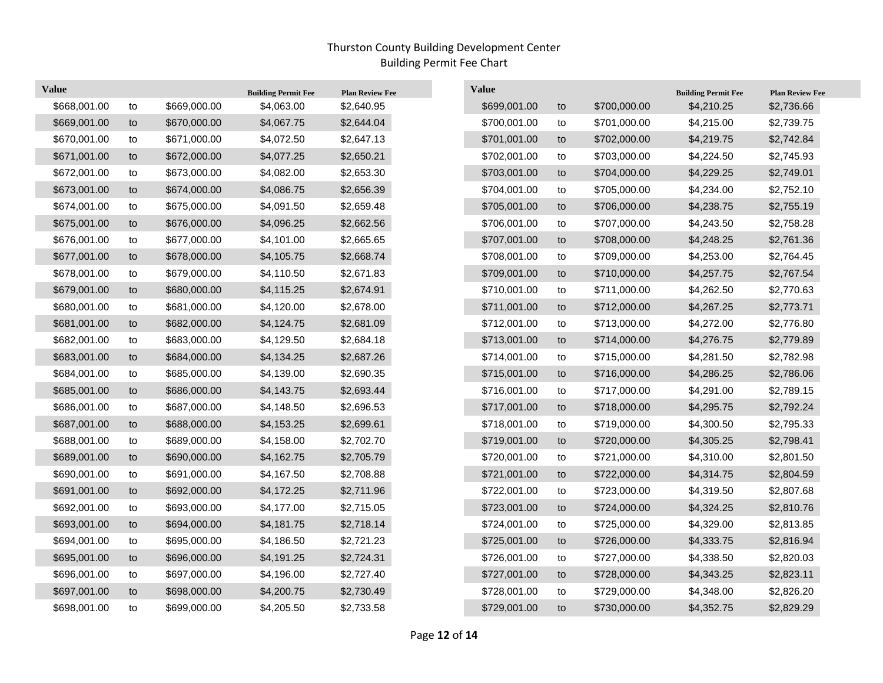Thurston County Building Development Center
Building Permit Fee Chart

| Value | | | Building Permit Fee | Plan Review Fee |
|---|---|---|---|---|
| $668,001.00 | to | $669,000.00 | $4,063.00 | $2,640.95 |
| $669,001.00 | to | $670,000.00 | $4,067.75 | $2,644.04 |
| $670,001.00 | to | $671,000.00 | $4,072.50 | $2,647.13 |
| $671,001.00 | to | $672,000.00 | $4,077.25 | $2,650.21 |
| $672,001.00 | to | $673,000.00 | $4,082.00 | $2,653.30 |
| $673,001.00 | to | $674,000.00 | $4,086.75 | $2,656.39 |
| $674,001.00 | to | $675,000.00 | $4,091.50 | $2,659.48 |
| $675,001.00 | to | $676,000.00 | $4,096.25 | $2,662.56 |
| $676,001.00 | to | $677,000.00 | $4,101.00 | $2,665.65 |
| $677,001.00 | to | $678,000.00 | $4,105.75 | $2,668.74 |
| $678,001.00 | to | $679,000.00 | $4,110.50 | $2,671.83 |
| $679,001.00 | to | $680,000.00 | $4,115.25 | $2,674.91 |
| $680,001.00 | to | $681,000.00 | $4,120.00 | $2,678.00 |
| $681,001.00 | to | $682,000.00 | $4,124.75 | $2,681.09 |
| $682,001.00 | to | $683,000.00 | $4,129.50 | $2,684.18 |
| $683,001.00 | to | $684,000.00 | $4,134.25 | $2,687.26 |
| $684,001.00 | to | $685,000.00 | $4,139.00 | $2,690.35 |
| $685,001.00 | to | $686,000.00 | $4,143.75 | $2,693.44 |
| $686,001.00 | to | $687,000.00 | $4,148.50 | $2,696.53 |
| $687,001.00 | to | $688,000.00 | $4,153.25 | $2,699.61 |
| $688,001.00 | to | $689,000.00 | $4,158.00 | $2,702.70 |
| $689,001.00 | to | $690,000.00 | $4,162.75 | $2,705.79 |
| $690,001.00 | to | $691,000.00 | $4,167.50 | $2,708.88 |
| $691,001.00 | to | $692,000.00 | $4,172.25 | $2,711.96 |
| $692,001.00 | to | $693,000.00 | $4,177.00 | $2,715.05 |
| $693,001.00 | to | $694,000.00 | $4,181.75 | $2,718.14 |
| $694,001.00 | to | $695,000.00 | $4,186.50 | $2,721.23 |
| $695,001.00 | to | $696,000.00 | $4,191.25 | $2,724.31 |
| $696,001.00 | to | $697,000.00 | $4,196.00 | $2,727.40 |
| $697,001.00 | to | $698,000.00 | $4,200.75 | $2,730.49 |
| $698,001.00 | to | $699,000.00 | $4,205.50 | $2,733.58 |
| $699,001.00 | to | $700,000.00 | $4,210.25 | $2,736.66 |
| $700,001.00 | to | $701,000.00 | $4,215.00 | $2,739.75 |
| $701,001.00 | to | $702,000.00 | $4,219.75 | $2,742.84 |
| $702,001.00 | to | $703,000.00 | $4,224.50 | $2,745.93 |
| $703,001.00 | to | $704,000.00 | $4,229.25 | $2,749.01 |
| $704,001.00 | to | $705,000.00 | $4,234.00 | $2,752.10 |
| $705,001.00 | to | $706,000.00 | $4,238.75 | $2,755.19 |
| $706,001.00 | to | $707,000.00 | $4,243.50 | $2,758.28 |
| $707,001.00 | to | $708,000.00 | $4,248.25 | $2,761.36 |
| $708,001.00 | to | $709,000.00 | $4,253.00 | $2,764.45 |
| $709,001.00 | to | $710,000.00 | $4,257.75 | $2,767.54 |
| $710,001.00 | to | $711,000.00 | $4,262.50 | $2,770.63 |
| $711,001.00 | to | $712,000.00 | $4,267.25 | $2,773.71 |
| $712,001.00 | to | $713,000.00 | $4,272.00 | $2,776.80 |
| $713,001.00 | to | $714,000.00 | $4,276.75 | $2,779.89 |
| $714,001.00 | to | $715,000.00 | $4,281.50 | $2,782.98 |
| $715,001.00 | to | $716,000.00 | $4,286.25 | $2,786.06 |
| $716,001.00 | to | $717,000.00 | $4,291.00 | $2,789.15 |
| $717,001.00 | to | $718,000.00 | $4,295.75 | $2,792.24 |
| $718,001.00 | to | $719,000.00 | $4,300.50 | $2,795.33 |
| $719,001.00 | to | $720,000.00 | $4,305.25 | $2,798.41 |
| $720,001.00 | to | $721,000.00 | $4,310.00 | $2,801.50 |
| $721,001.00 | to | $722,000.00 | $4,314.75 | $2,804.59 |
| $722,001.00 | to | $723,000.00 | $4,319.50 | $2,807.68 |
| $723,001.00 | to | $724,000.00 | $4,324.25 | $2,810.76 |
| $724,001.00 | to | $725,000.00 | $4,329.00 | $2,813.85 |
| $725,001.00 | to | $726,000.00 | $4,333.75 | $2,816.94 |
| $726,001.00 | to | $727,000.00 | $4,338.50 | $2,820.03 |
| $727,001.00 | to | $728,000.00 | $4,343.25 | $2,823.11 |
| $728,001.00 | to | $729,000.00 | $4,348.00 | $2,826.20 |
| $729,001.00 | to | $730,000.00 | $4,352.75 | $2,829.29 |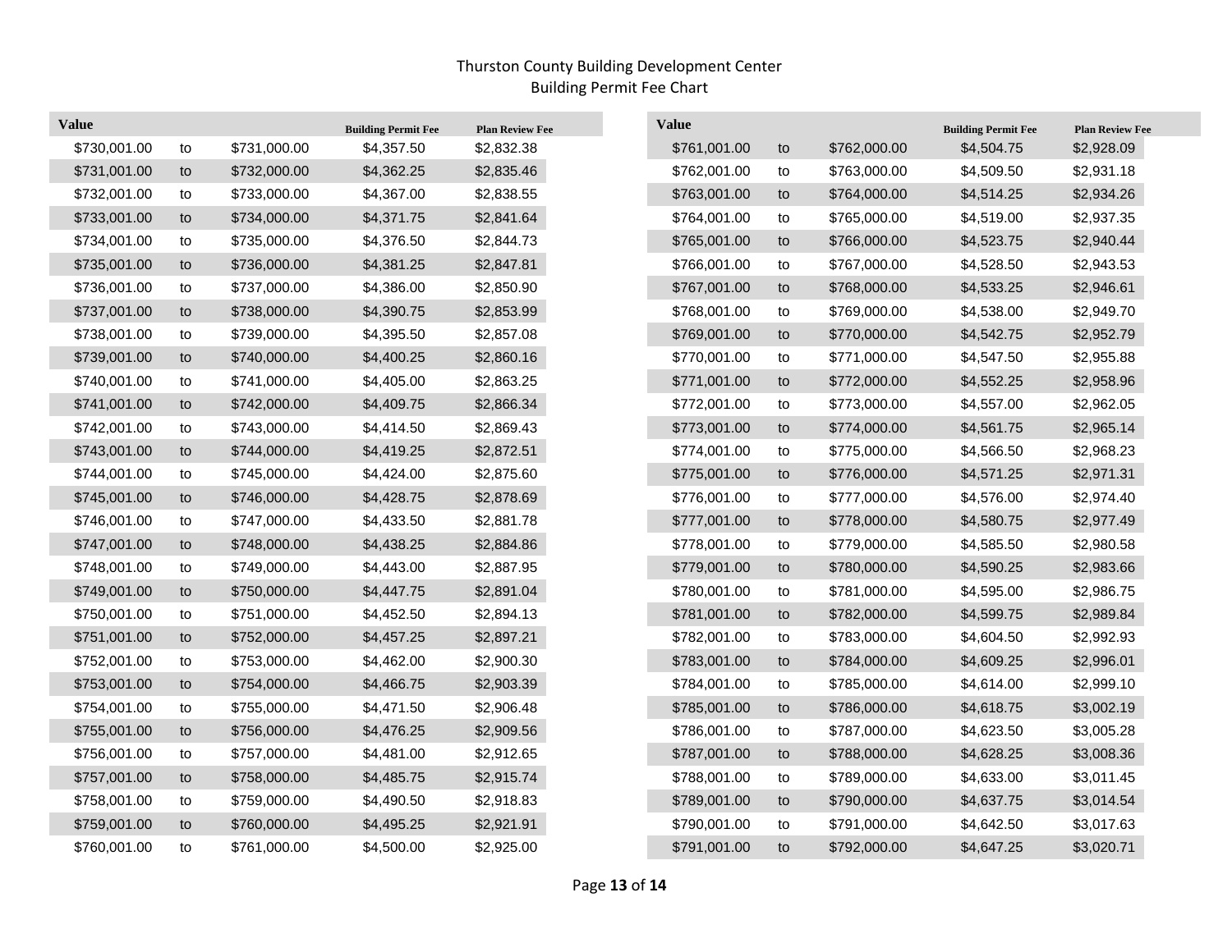# Thurston County Building Development Center
## Building Permit Fee Chart

| Value | | | Building Permit Fee | Plan Review Fee |
|---|---|---|---|---|
| $730,001.00 | to | $731,000.00 | $4,357.50 | $2,832.38 |
| $731,001.00 | to | $732,000.00 | $4,362.25 | $2,835.46 |
| $732,001.00 | to | $733,000.00 | $4,367.00 | $2,838.55 |
| $733,001.00 | to | $734,000.00 | $4,371.75 | $2,841.64 |
| $734,001.00 | to | $735,000.00 | $4,376.50 | $2,844.73 |
| $735,001.00 | to | $736,000.00 | $4,381.25 | $2,847.81 |
| $736,001.00 | to | $737,000.00 | $4,386.00 | $2,850.90 |
| $737,001.00 | to | $738,000.00 | $4,390.75 | $2,853.99 |
| $738,001.00 | to | $739,000.00 | $4,395.50 | $2,857.08 |
| $739,001.00 | to | $740,000.00 | $4,400.25 | $2,860.16 |
| $740,001.00 | to | $741,000.00 | $4,405.00 | $2,863.25 |
| $741,001.00 | to | $742,000.00 | $4,409.75 | $2,866.34 |
| $742,001.00 | to | $743,000.00 | $4,414.50 | $2,869.43 |
| $743,001.00 | to | $744,000.00 | $4,419.25 | $2,872.51 |
| $744,001.00 | to | $745,000.00 | $4,424.00 | $2,875.60 |
| $745,001.00 | to | $746,000.00 | $4,428.75 | $2,878.69 |
| $746,001.00 | to | $747,000.00 | $4,433.50 | $2,881.78 |
| $747,001.00 | to | $748,000.00 | $4,438.25 | $2,884.86 |
| $748,001.00 | to | $749,000.00 | $4,443.00 | $2,887.95 |
| $749,001.00 | to | $750,000.00 | $4,447.75 | $2,891.04 |
| $750,001.00 | to | $751,000.00 | $4,452.50 | $2,894.13 |
| $751,001.00 | to | $752,000.00 | $4,457.25 | $2,897.21 |
| $752,001.00 | to | $753,000.00 | $4,462.00 | $2,900.30 |
| $753,001.00 | to | $754,000.00 | $4,466.75 | $2,903.39 |
| $754,001.00 | to | $755,000.00 | $4,471.50 | $2,906.48 |
| $755,001.00 | to | $756,000.00 | $4,476.25 | $2,909.56 |
| $756,001.00 | to | $757,000.00 | $4,481.00 | $2,912.65 |
| $757,001.00 | to | $758,000.00 | $4,485.75 | $2,915.74 |
| $758,001.00 | to | $759,000.00 | $4,490.50 | $2,918.83 |
| $759,001.00 | to | $760,000.00 | $4,495.25 | $2,921.91 |
| $760,001.00 | to | $761,000.00 | $4,500.00 | $2,925.00 |
| $761,001.00 | to | $762,000.00 | $4,504.75 | $2,928.09 |
| $762,001.00 | to | $763,000.00 | $4,509.50 | $2,931.18 |
| $763,001.00 | to | $764,000.00 | $4,514.25 | $2,934.26 |
| $764,001.00 | to | $765,000.00 | $4,519.00 | $2,937.35 |
| $765,001.00 | to | $766,000.00 | $4,523.75 | $2,940.44 |
| $766,001.00 | to | $767,000.00 | $4,528.50 | $2,943.53 |
| $767,001.00 | to | $768,000.00 | $4,533.25 | $2,946.61 |
| $768,001.00 | to | $769,000.00 | $4,538.00 | $2,949.70 |
| $769,001.00 | to | $770,000.00 | $4,542.75 | $2,952.79 |
| $770,001.00 | to | $771,000.00 | $4,547.50 | $2,955.88 |
| $771,001.00 | to | $772,000.00 | $4,552.25 | $2,958.96 |
| $772,001.00 | to | $773,000.00 | $4,557.00 | $2,962.05 |
| $773,001.00 | to | $774,000.00 | $4,561.75 | $2,965.14 |
| $774,001.00 | to | $775,000.00 | $4,566.50 | $2,968.23 |
| $775,001.00 | to | $776,000.00 | $4,571.25 | $2,971.31 |
| $776,001.00 | to | $777,000.00 | $4,576.00 | $2,974.40 |
| $777,001.00 | to | $778,000.00 | $4,580.75 | $2,977.49 |
| $778,001.00 | to | $779,000.00 | $4,585.50 | $2,980.58 |
| $779,001.00 | to | $780,000.00 | $4,590.25 | $2,983.66 |
| $780,001.00 | to | $781,000.00 | $4,595.00 | $2,986.75 |
| $781,001.00 | to | $782,000.00 | $4,599.75 | $2,989.84 |
| $782,001.00 | to | $783,000.00 | $4,604.50 | $2,992.93 |
| $783,001.00 | to | $784,000.00 | $4,609.25 | $2,996.01 |
| $784,001.00 | to | $785,000.00 | $4,614.00 | $2,999.10 |
| $785,001.00 | to | $786,000.00 | $4,618.75 | $3,002.19 |
| $786,001.00 | to | $787,000.00 | $4,623.50 | $3,005.28 |
| $787,001.00 | to | $788,000.00 | $4,628.25 | $3,008.36 |
| $788,001.00 | to | $789,000.00 | $4,633.00 | $3,011.45 |
| $789,001.00 | to | $790,000.00 | $4,637.75 | $3,014.54 |
| $790,001.00 | to | $791,000.00 | $4,642.50 | $3,017.63 |
| $791,001.00 | to | $792,000.00 | $4,647.25 | $3,020.71 |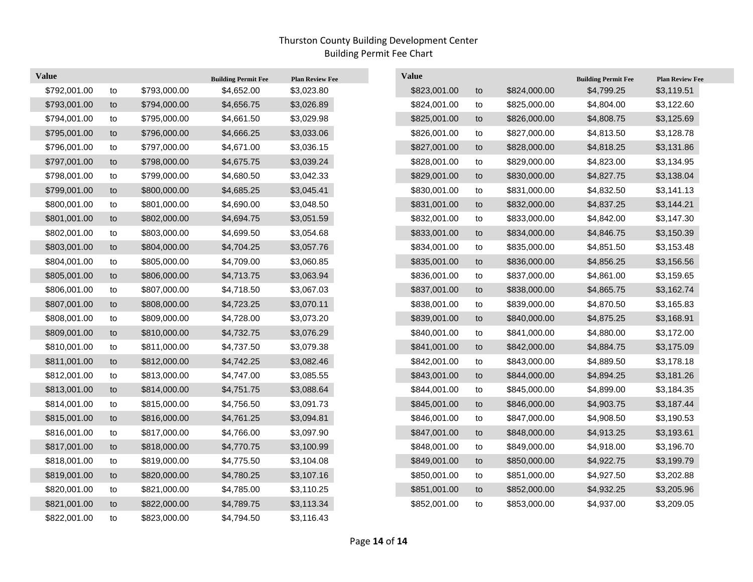# Thurston County Building Development Center
## Building Permit Fee Chart

| Value | | | Building Permit Fee | Plan Review Fee |
|---|---|---|---|---|
| $792,001.00 | to | $793,000.00 | $4,652.00 | $3,023.80 |
| $793,001.00 | to | $794,000.00 | $4,656.75 | $3,026.89 |
| $794,001.00 | to | $795,000.00 | $4,661.50 | $3,029.98 |
| $795,001.00 | to | $796,000.00 | $4,666.25 | $3,033.06 |
| $796,001.00 | to | $797,000.00 | $4,671.00 | $3,036.15 |
| $797,001.00 | to | $798,000.00 | $4,675.75 | $3,039.24 |
| $798,001.00 | to | $799,000.00 | $4,680.50 | $3,042.33 |
| $799,001.00 | to | $800,000.00 | $4,685.25 | $3,045.41 |
| $800,001.00 | to | $801,000.00 | $4,690.00 | $3,048.50 |
| $801,001.00 | to | $802,000.00 | $4,694.75 | $3,051.59 |
| $802,001.00 | to | $803,000.00 | $4,699.50 | $3,054.68 |
| $803,001.00 | to | $804,000.00 | $4,704.25 | $3,057.76 |
| $804,001.00 | to | $805,000.00 | $4,709.00 | $3,060.85 |
| $805,001.00 | to | $806,000.00 | $4,713.75 | $3,063.94 |
| $806,001.00 | to | $807,000.00 | $4,718.50 | $3,067.03 |
| $807,001.00 | to | $808,000.00 | $4,723.25 | $3,070.11 |
| $808,001.00 | to | $809,000.00 | $4,728.00 | $3,073.20 |
| $809,001.00 | to | $810,000.00 | $4,732.75 | $3,076.29 |
| $810,001.00 | to | $811,000.00 | $4,737.50 | $3,079.38 |
| $811,001.00 | to | $812,000.00 | $4,742.25 | $3,082.46 |
| $812,001.00 | to | $813,000.00 | $4,747.00 | $3,085.55 |
| $813,001.00 | to | $814,000.00 | $4,751.75 | $3,088.64 |
| $814,001.00 | to | $815,000.00 | $4,756.50 | $3,091.73 |
| $815,001.00 | to | $816,000.00 | $4,761.25 | $3,094.81 |
| $816,001.00 | to | $817,000.00 | $4,766.00 | $3,097.90 |
| $817,001.00 | to | $818,000.00 | $4,770.75 | $3,100.99 |
| $818,001.00 | to | $819,000.00 | $4,775.50 | $3,104.08 |
| $819,001.00 | to | $820,000.00 | $4,780.25 | $3,107.16 |
| $820,001.00 | to | $821,000.00 | $4,785.00 | $3,110.25 |
| $821,001.00 | to | $822,000.00 | $4,789.75 | $3,113.34 |
| $822,001.00 | to | $823,000.00 | $4,794.50 | $3,116.43 |
| $823,001.00 | to | $824,000.00 | $4,799.25 | $3,119.51 |
| $824,001.00 | to | $825,000.00 | $4,804.00 | $3,122.60 |
| $825,001.00 | to | $826,000.00 | $4,808.75 | $3,125.69 |
| $826,001.00 | to | $827,000.00 | $4,813.50 | $3,128.78 |
| $827,001.00 | to | $828,000.00 | $4,818.25 | $3,131.86 |
| $828,001.00 | to | $829,000.00 | $4,823.00 | $3,134.95 |
| $829,001.00 | to | $830,000.00 | $4,827.75 | $3,138.04 |
| $830,001.00 | to | $831,000.00 | $4,832.50 | $3,141.13 |
| $831,001.00 | to | $832,000.00 | $4,837.25 | $3,144.21 |
| $832,001.00 | to | $833,000.00 | $4,842.00 | $3,147.30 |
| $833,001.00 | to | $834,000.00 | $4,846.75 | $3,150.39 |
| $834,001.00 | to | $835,000.00 | $4,851.50 | $3,153.48 |
| $835,001.00 | to | $836,000.00 | $4,856.25 | $3,156.56 |
| $836,001.00 | to | $837,000.00 | $4,861.00 | $3,159.65 |
| $837,001.00 | to | $838,000.00 | $4,865.75 | $3,162.74 |
| $838,001.00 | to | $839,000.00 | $4,870.50 | $3,165.83 |
| $839,001.00 | to | $840,000.00 | $4,875.25 | $3,168.91 |
| $840,001.00 | to | $841,000.00 | $4,880.00 | $3,172.00 |
| $841,001.00 | to | $842,000.00 | $4,884.75 | $3,175.09 |
| $842,001.00 | to | $843,000.00 | $4,889.50 | $3,178.18 |
| $843,001.00 | to | $844,000.00 | $4,894.25 | $3,181.26 |
| $844,001.00 | to | $845,000.00 | $4,899.00 | $3,184.35 |
| $845,001.00 | to | $846,000.00 | $4,903.75 | $3,187.44 |
| $846,001.00 | to | $847,000.00 | $4,908.50 | $3,190.53 |
| $847,001.00 | to | $848,000.00 | $4,913.25 | $3,193.61 |
| $848,001.00 | to | $849,000.00 | $4,918.00 | $3,196.70 |
| $849,001.00 | to | $850,000.00 | $4,922.75 | $3,199.79 |
| $850,001.00 | to | $851,000.00 | $4,927.50 | $3,202.88 |
| $851,001.00 | to | $852,000.00 | $4,932.25 | $3,205.96 |
| $852,001.00 | to | $853,000.00 | $4,937.00 | $3,209.05 |